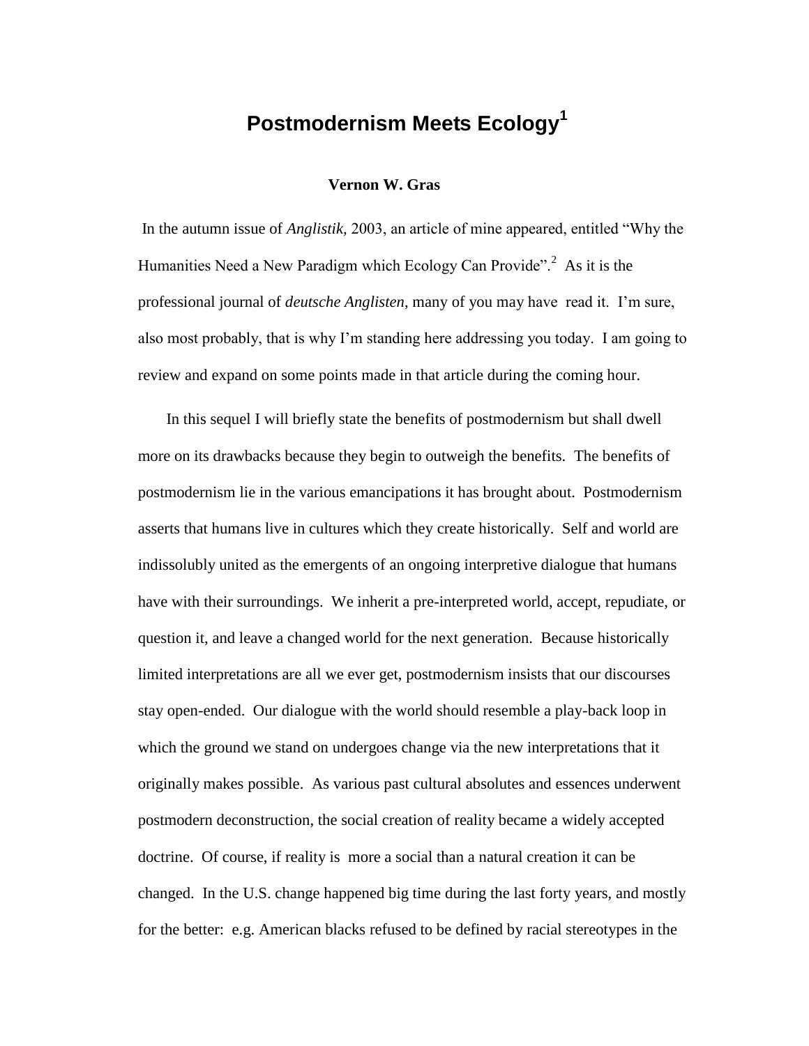# Postmodernism Meets Ecology[1]

**Vernon W. Gras**

In the autumn issue of *Anglistik,* 2003, an article of mine appeared, entitled "Why the Humanities Need a New Paradigm which Ecology Can Provide".[2] As it is the professional journal of *deutsche Anglisten*, many of you may have read it. I'm sure, also most probably, that is why I'm standing here addressing you today. I am going to review and expand on some points made in that article during the coming hour.

In this sequel I will briefly state the benefits of postmodernism but shall dwell more on its drawbacks because they begin to outweigh the benefits. The benefits of postmodernism lie in the various emancipations it has brought about. Postmodernism asserts that humans live in cultures which they create historically. Self and world are indissolubly united as the emergents of an ongoing interpretive dialogue that humans have with their surroundings. We inherit a pre-interpreted world, accept, repudiate, or question it, and leave a changed world for the next generation. Because historically limited interpretations are all we ever get, postmodernism insists that our discourses stay open-ended. Our dialogue with the world should resemble a play-back loop in which the ground we stand on undergoes change via the new interpretations that it originally makes possible. As various past cultural absolutes and essences underwent postmodern deconstruction, the social creation of reality became a widely accepted doctrine. Of course, if reality is more a social than a natural creation it can be changed. In the U.S. change happened big time during the last forty years, and mostly for the better: e.g. American blacks refused to be defined by racial stereotypes in the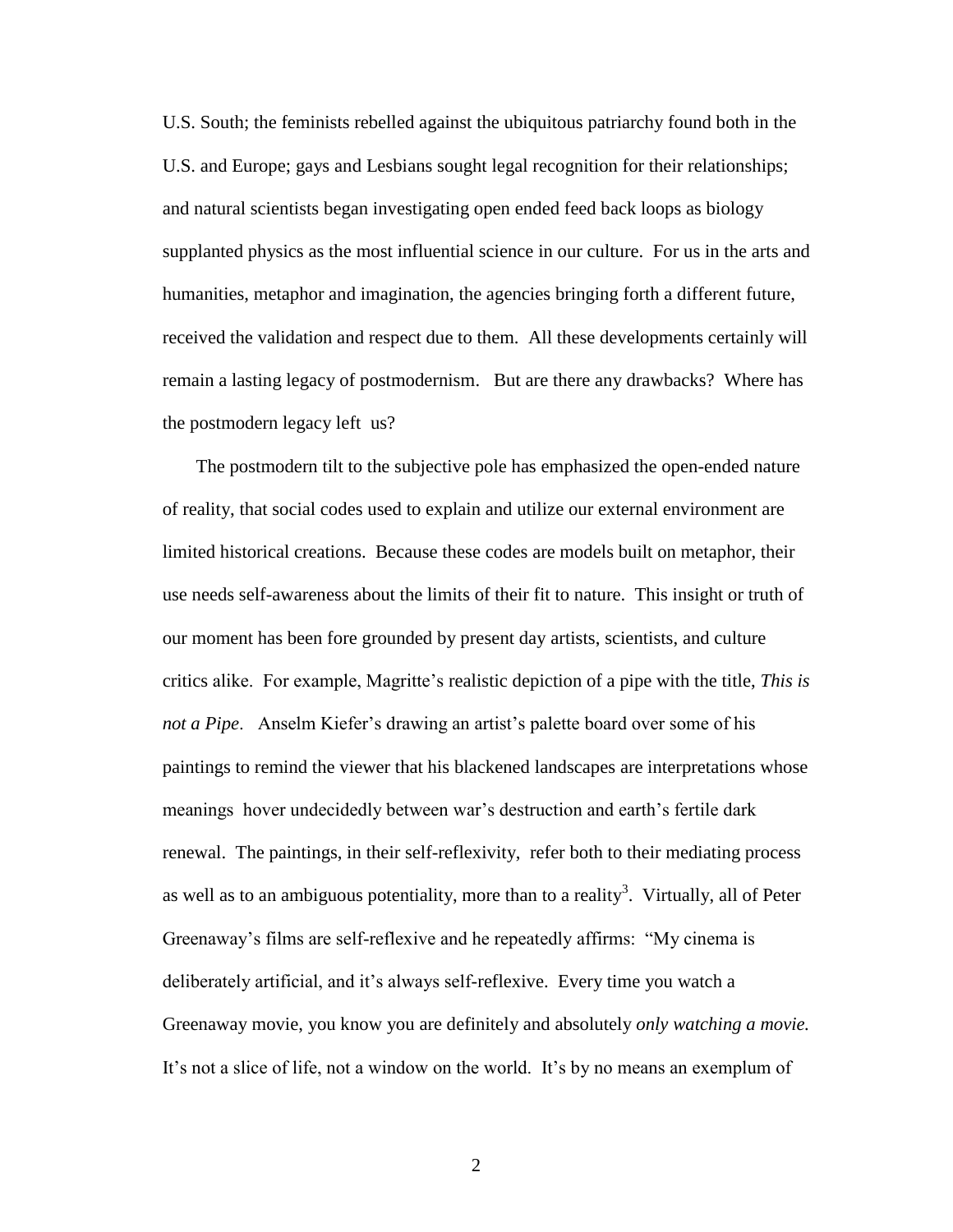U.S. South; the feminists rebelled against the ubiquitous patriarchy found both in the U.S. and Europe; gays and Lesbians sought legal recognition for their relationships; and natural scientists began investigating open ended feed back loops as biology supplanted physics as the most influential science in our culture. For us in the arts and humanities, metaphor and imagination, the agencies bringing forth a different future, received the validation and respect due to them. All these developments certainly will remain a lasting legacy of postmodernism. But are there any drawbacks? Where has the postmodern legacy left us?

The postmodern tilt to the subjective pole has emphasized the open-ended nature of reality, that social codes used to explain and utilize our external environment are limited historical creations. Because these codes are models built on metaphor, their use needs self-awareness about the limits of their fit to nature. This insight or truth of our moment has been fore grounded by present day artists, scientists, and culture critics alike. For example, Magritte's realistic depiction of a pipe with the title, *This is not a Pipe*. Anselm Kiefer's drawing an artist's palette board over some of his paintings to remind the viewer that his blackened landscapes are interpretations whose meanings hover undecidedly between war's destruction and earth's fertile dark renewal. The paintings, in their self-reflexivity, refer both to their mediating process as well as to an ambiguous potentiality, more than to a reality[3]. Virtually, all of Peter Greenaway's films are self-reflexive and he repeatedly affirms: "My cinema is deliberately artificial, and it's always self-reflexive. Every time you watch a Greenaway movie, you know you are definitely and absolutely *only watching a movie.* It's not a slice of life, not a window on the world. It's by no means an exemplum of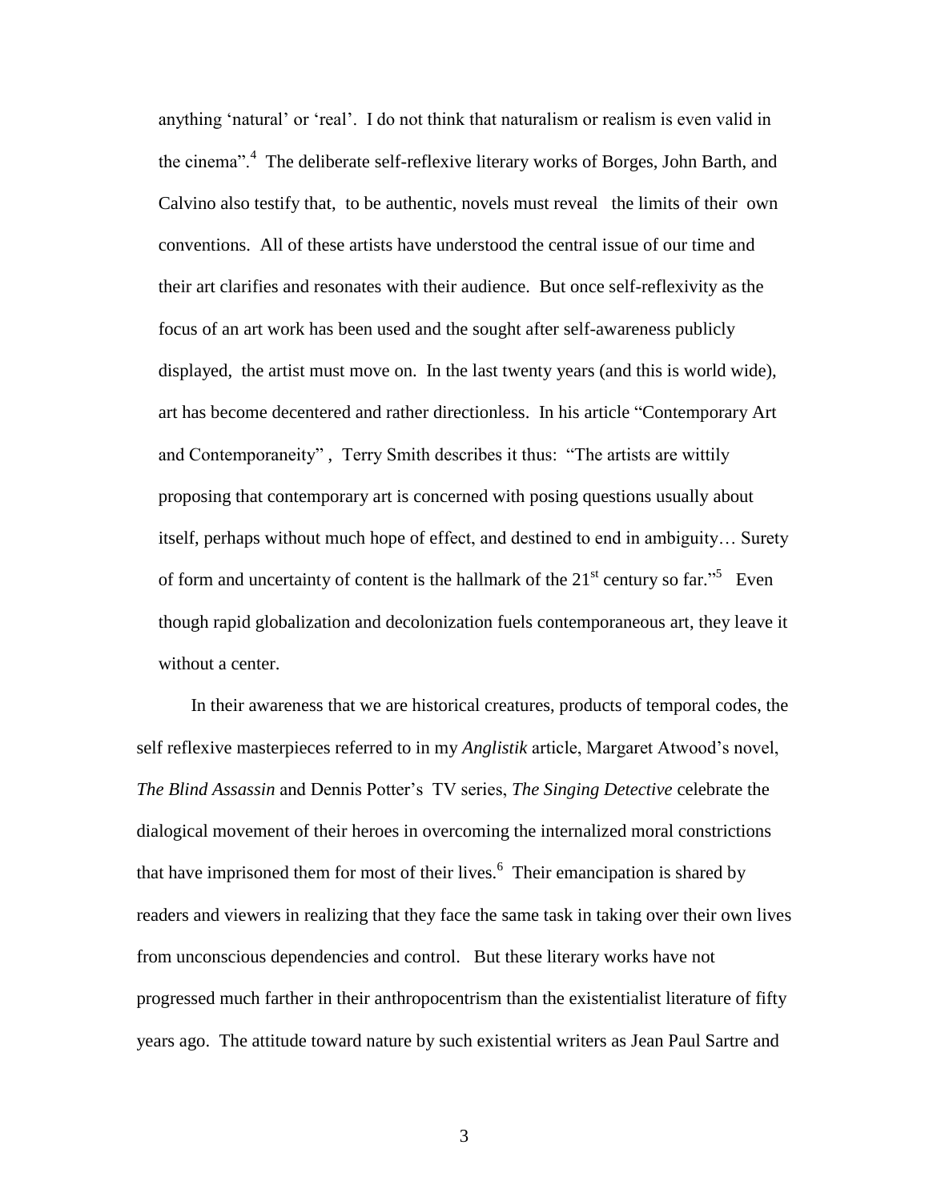anything 'natural' or 'real'. I do not think that naturalism or realism is even valid in the cinema".[4] The deliberate self-reflexive literary works of Borges, John Barth, and Calvino also testify that, to be authentic, novels must reveal the limits of their own conventions. All of these artists have understood the central issue of our time and their art clarifies and resonates with their audience. But once self-reflexivity as the focus of an art work has been used and the sought after self-awareness publicly displayed, the artist must move on. In the last twenty years (and this is world wide), art has become decentered and rather directionless. In his article "Contemporary Art and Contemporaneity", Terry Smith describes it thus: "The artists are wittily proposing that contemporary art is concerned with posing questions usually about itself, perhaps without much hope of effect, and destined to end in ambiguity… Surety of form and uncertainty of content is the hallmark of the 21st century so far."[5] Even though rapid globalization and decolonization fuels contemporaneous art, they leave it without a center.

In their awareness that we are historical creatures, products of temporal codes, the self reflexive masterpieces referred to in my *Anglistik* article, Margaret Atwood's novel, *The Blind Assassin* and Dennis Potter's TV series, *The Singing Detective* celebrate the dialogical movement of their heroes in overcoming the internalized moral constrictions that have imprisoned them for most of their lives.[6] Their emancipation is shared by readers and viewers in realizing that they face the same task in taking over their own lives from unconscious dependencies and control. But these literary works have not progressed much farther in their anthropocentrism than the existentialist literature of fifty years ago. The attitude toward nature by such existential writers as Jean Paul Sartre and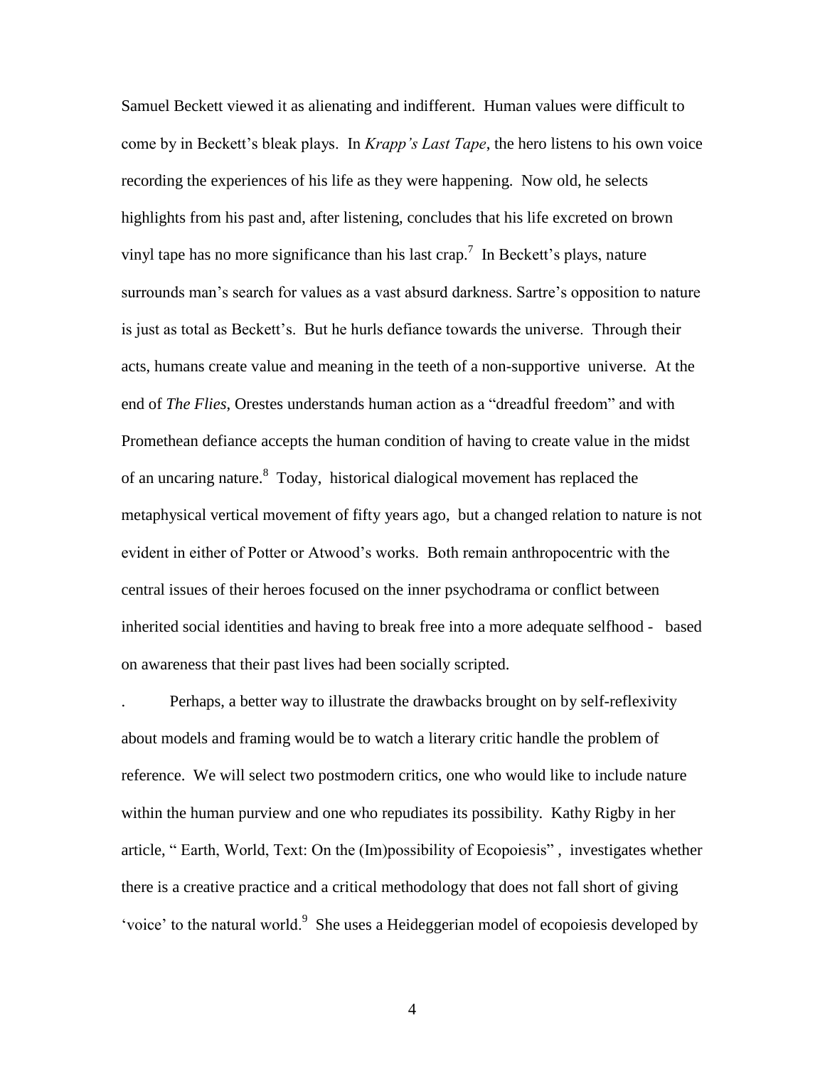Samuel Beckett viewed it as alienating and indifferent. Human values were difficult to come by in Beckett's bleak plays. In *Krapp's Last Tape*, the hero listens to his own voice recording the experiences of his life as they were happening. Now old, he selects highlights from his past and, after listening, concludes that his life excreted on brown vinyl tape has no more significance than his last crap.[7] In Beckett's plays, nature surrounds man's search for values as a vast absurd darkness. Sartre's opposition to nature is just as total as Beckett's. But he hurls defiance towards the universe. Through their acts, humans create value and meaning in the teeth of a non-supportive universe. At the end of *The Flies*, Orestes understands human action as a "dreadful freedom" and with Promethean defiance accepts the human condition of having to create value in the midst of an uncaring nature.[8] Today, historical dialogical movement has replaced the metaphysical vertical movement of fifty years ago, but a changed relation to nature is not evident in either of Potter or Atwood's works. Both remain anthropocentric with the central issues of their heroes focused on the inner psychodrama or conflict between inherited social identities and having to break free into a more adequate selfhood - based on awareness that their past lives had been socially scripted.

. Perhaps, a better way to illustrate the drawbacks brought on by self-reflexivity about models and framing would be to watch a literary critic handle the problem of reference. We will select two postmodern critics, one who would like to include nature within the human purview and one who repudiates its possibility. Kathy Rigby in her article, " Earth, World, Text: On the (Im)possibility of Ecopoiesis" , investigates whether there is a creative practice and a critical methodology that does not fall short of giving 'voice' to the natural world.[9] She uses a Heideggerian model of ecopoiesis developed by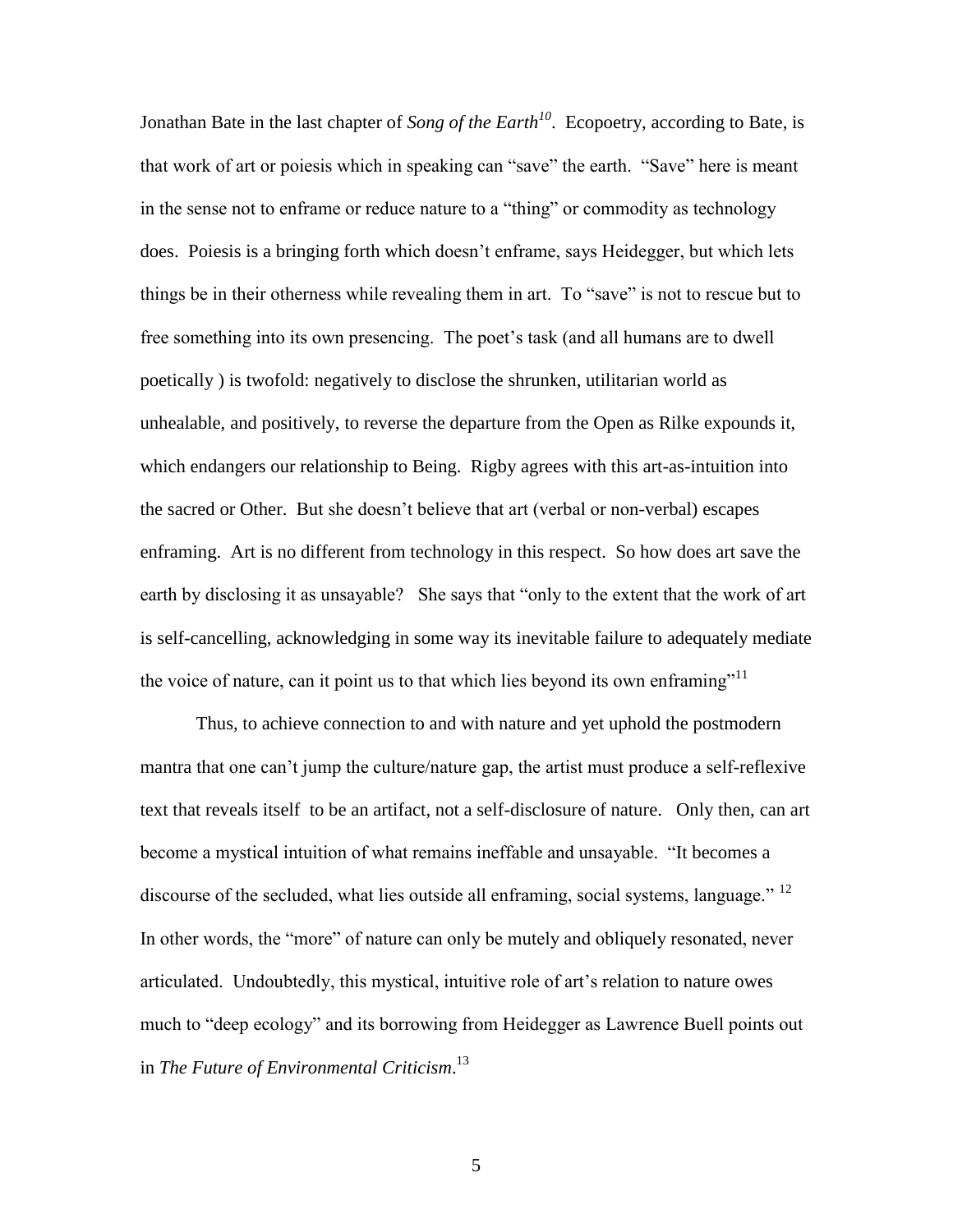Jonathan Bate in the last chapter of *Song of the Earth*[10]. Ecopoetry, according to Bate, is that work of art or poiesis which in speaking can "save" the earth. "Save" here is meant in the sense not to enframe or reduce nature to a "thing" or commodity as technology does. Poiesis is a bringing forth which doesn't enframe, says Heidegger, but which lets things be in their otherness while revealing them in art. To "save" is not to rescue but to free something into its own presencing. The poet's task (and all humans are to dwell poetically ) is twofold: negatively to disclose the shrunken, utilitarian world as unhealable, and positively, to reverse the departure from the Open as Rilke expounds it, which endangers our relationship to Being. Rigby agrees with this art-as-intuition into the sacred or Other. But she doesn't believe that art (verbal or non-verbal) escapes enframing. Art is no different from technology in this respect. So how does art save the earth by disclosing it as unsayable? She says that "only to the extent that the work of art is self-cancelling, acknowledging in some way its inevitable failure to adequately mediate the voice of nature, can it point us to that which lies beyond its own enframing"[11]

Thus, to achieve connection to and with nature and yet uphold the postmodern mantra that one can't jump the culture/nature gap, the artist must produce a self-reflexive text that reveals itself to be an artifact, not a self-disclosure of nature. Only then, can art become a mystical intuition of what remains ineffable and unsayable. "It becomes a discourse of the secluded, what lies outside all enframing, social systems, language." [12] In other words, the "more" of nature can only be mutely and obliquely resonated, never articulated. Undoubtedly, this mystical, intuitive role of art's relation to nature owes much to "deep ecology" and its borrowing from Heidegger as Lawrence Buell points out in *The Future of Environmental Criticism*.[13]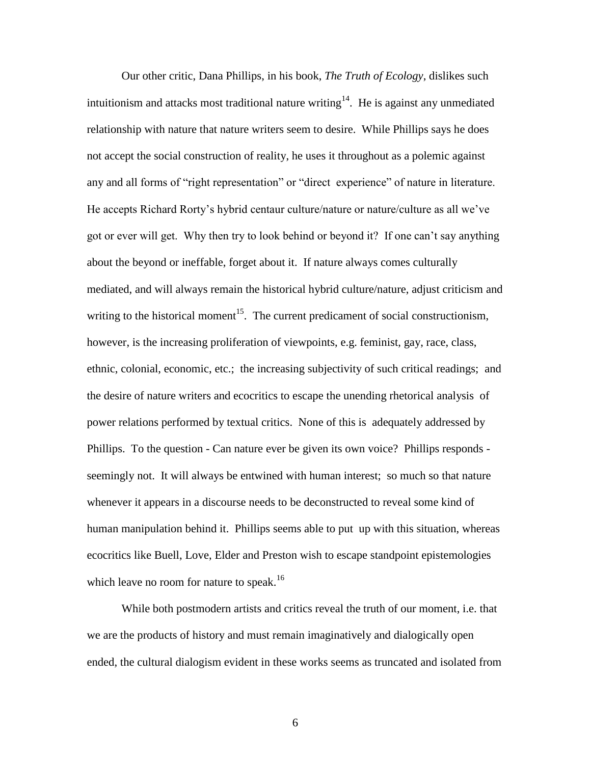Our other critic, Dana Phillips, in his book, *The Truth of Ecology*, dislikes such intuitionism and attacks most traditional nature writing[14]. He is against any unmediated relationship with nature that nature writers seem to desire. While Phillips says he does not accept the social construction of reality, he uses it throughout as a polemic against any and all forms of "right representation" or "direct experience" of nature in literature. He accepts Richard Rorty's hybrid centaur culture/nature or nature/culture as all we've got or ever will get. Why then try to look behind or beyond it? If one can't say anything about the beyond or ineffable, forget about it. If nature always comes culturally mediated, and will always remain the historical hybrid culture/nature, adjust criticism and writing to the historical moment[15]. The current predicament of social constructionism, however, is the increasing proliferation of viewpoints, e.g. feminist, gay, race, class, ethnic, colonial, economic, etc.; the increasing subjectivity of such critical readings; and the desire of nature writers and ecocritics to escape the unending rhetorical analysis of power relations performed by textual critics. None of this is adequately addressed by Phillips. To the question - Can nature ever be given its own voice? Phillips responds - seemingly not. It will always be entwined with human interest; so much so that nature whenever it appears in a discourse needs to be deconstructed to reveal some kind of human manipulation behind it. Phillips seems able to put up with this situation, whereas ecocritics like Buell, Love, Elder and Preston wish to escape standpoint epistemologies which leave no room for nature to speak.[16]

While both postmodern artists and critics reveal the truth of our moment, i.e. that we are the products of history and must remain imaginatively and dialogically open ended, the cultural dialogism evident in these works seems as truncated and isolated from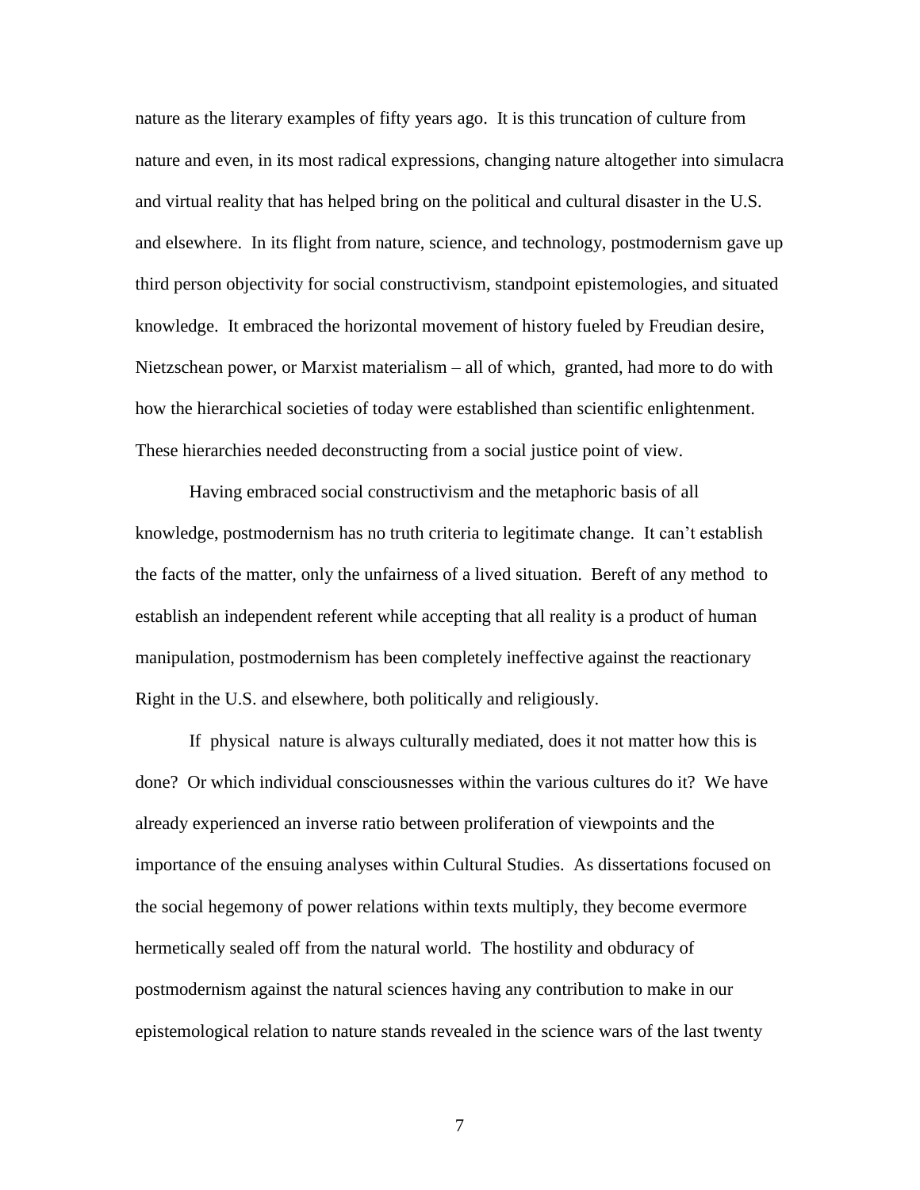nature as the literary examples of fifty years ago. It is this truncation of culture from nature and even, in its most radical expressions, changing nature altogether into simulacra and virtual reality that has helped bring on the political and cultural disaster in the U.S. and elsewhere. In its flight from nature, science, and technology, postmodernism gave up third person objectivity for social constructivism, standpoint epistemologies, and situated knowledge. It embraced the horizontal movement of history fueled by Freudian desire, Nietzschean power, or Marxist materialism – all of which, granted, had more to do with how the hierarchical societies of today were established than scientific enlightenment. These hierarchies needed deconstructing from a social justice point of view.

Having embraced social constructivism and the metaphoric basis of all knowledge, postmodernism has no truth criteria to legitimate change. It can't establish the facts of the matter, only the unfairness of a lived situation. Bereft of any method to establish an independent referent while accepting that all reality is a product of human manipulation, postmodernism has been completely ineffective against the reactionary Right in the U.S. and elsewhere, both politically and religiously.

If physical nature is always culturally mediated, does it not matter how this is done? Or which individual consciousnesses within the various cultures do it? We have already experienced an inverse ratio between proliferation of viewpoints and the importance of the ensuing analyses within Cultural Studies. As dissertations focused on the social hegemony of power relations within texts multiply, they become evermore hermetically sealed off from the natural world. The hostility and obduracy of postmodernism against the natural sciences having any contribution to make in our epistemological relation to nature stands revealed in the science wars of the last twenty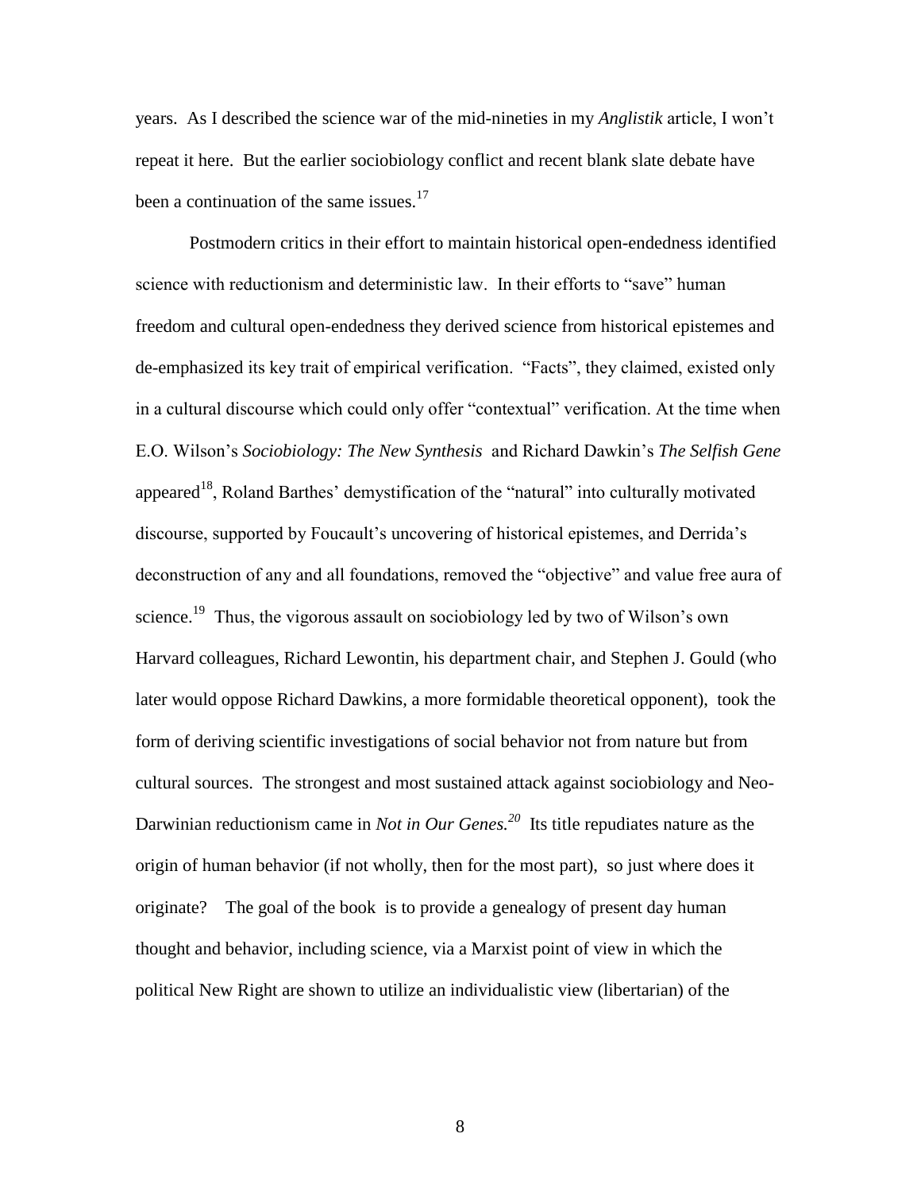years. As I described the science war of the mid-nineties in my *Anglistik* article, I won't repeat it here. But the earlier sociobiology conflict and recent blank slate debate have been a continuation of the same issues.[17]

Postmodern critics in their effort to maintain historical open-endedness identified science with reductionism and deterministic law. In their efforts to "save" human freedom and cultural open-endedness they derived science from historical epistemes and de-emphasized its key trait of empirical verification. "Facts", they claimed, existed only in a cultural discourse which could only offer "contextual" verification. At the time when E.O. Wilson's *Sociobiology: The New Synthesis* and Richard Dawkin's *The Selfish Gene* appeared[18], Roland Barthes' demystification of the "natural" into culturally motivated discourse, supported by Foucault's uncovering of historical epistemes, and Derrida's deconstruction of any and all foundations, removed the "objective" and value free aura of science.[19] Thus, the vigorous assault on sociobiology led by two of Wilson's own Harvard colleagues, Richard Lewontin, his department chair, and Stephen J. Gould (who later would oppose Richard Dawkins, a more formidable theoretical opponent), took the form of deriving scientific investigations of social behavior not from nature but from cultural sources. The strongest and most sustained attack against sociobiology and Neo-Darwinian reductionism came in *Not in Our Genes.*[20] Its title repudiates nature as the origin of human behavior (if not wholly, then for the most part), so just where does it originate? The goal of the book is to provide a genealogy of present day human thought and behavior, including science, via a Marxist point of view in which the political New Right are shown to utilize an individualistic view (libertarian) of the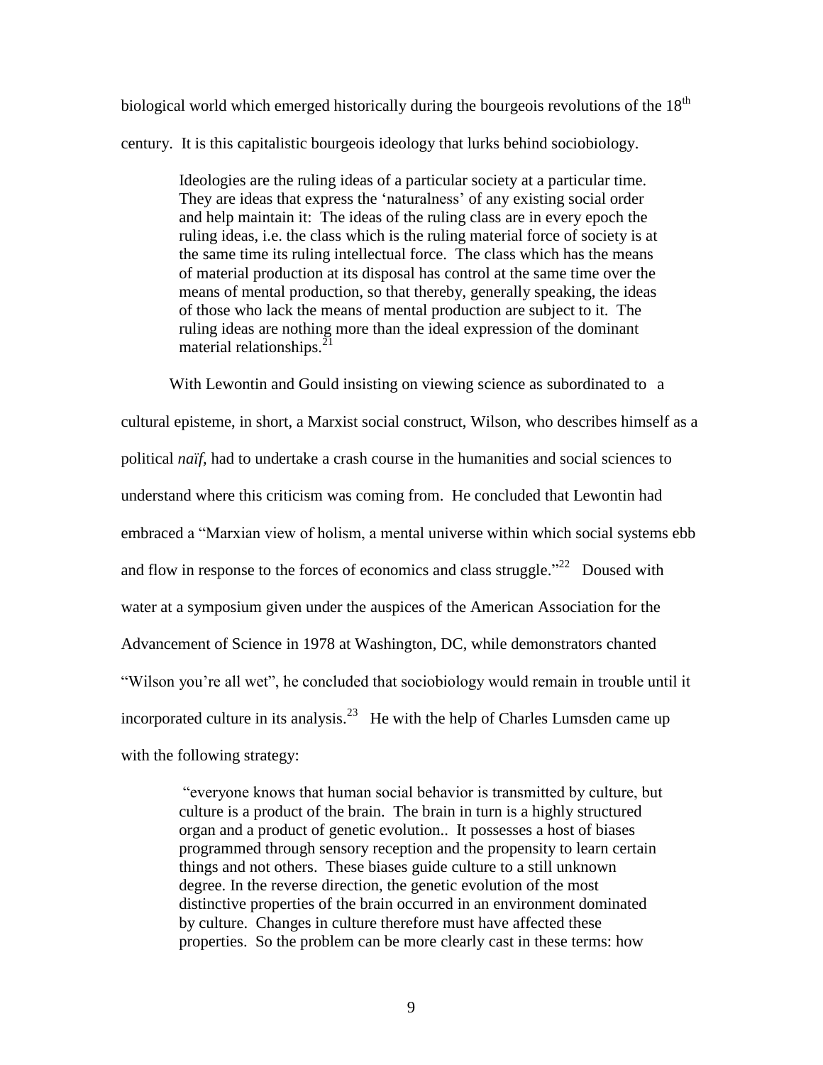biological world which emerged historically during the bourgeois revolutions of the 18th century. It is this capitalistic bourgeois ideology that lurks behind sociobiology.

> Ideologies are the ruling ideas of a particular society at a particular time. They are ideas that express the 'naturalness' of any existing social order and help maintain it: The ideas of the ruling class are in every epoch the ruling ideas, i.e. the class which is the ruling material force of society is at the same time its ruling intellectual force. The class which has the means of material production at its disposal has control at the same time over the means of mental production, so that thereby, generally speaking, the ideas of those who lack the means of mental production are subject to it. The ruling ideas are nothing more than the ideal expression of the dominant material relationships.[21]

With Lewontin and Gould insisting on viewing science as subordinated to a cultural episteme, in short, a Marxist social construct, Wilson, who describes himself as a political *naïf*, had to undertake a crash course in the humanities and social sciences to understand where this criticism was coming from. He concluded that Lewontin had embraced a "Marxian view of holism, a mental universe within which social systems ebb and flow in response to the forces of economics and class struggle."[22] Doused with water at a symposium given under the auspices of the American Association for the Advancement of Science in 1978 at Washington, DC, while demonstrators chanted "Wilson you're all wet", he concluded that sociobiology would remain in trouble until it incorporated culture in its analysis.[23] He with the help of Charles Lumsden came up with the following strategy:

> "everyone knows that human social behavior is transmitted by culture, but culture is a product of the brain. The brain in turn is a highly structured organ and a product of genetic evolution.. It possesses a host of biases programmed through sensory reception and the propensity to learn certain things and not others. These biases guide culture to a still unknown degree. In the reverse direction, the genetic evolution of the most distinctive properties of the brain occurred in an environment dominated by culture. Changes in culture therefore must have affected these properties. So the problem can be more clearly cast in these terms: how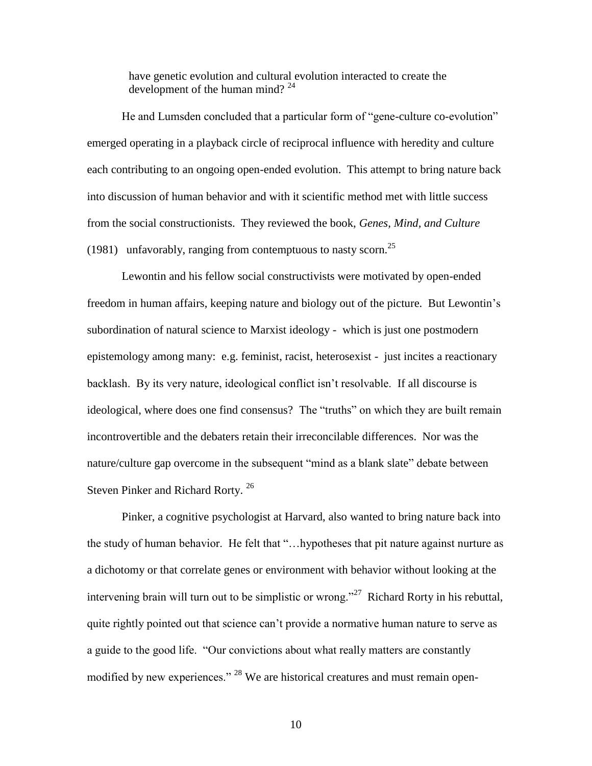have genetic evolution and cultural evolution interacted to create the development of the human mind? [24]

He and Lumsden concluded that a particular form of "gene-culture co-evolution" emerged operating in a playback circle of reciprocal influence with heredity and culture each contributing to an ongoing open-ended evolution. This attempt to bring nature back into discussion of human behavior and with it scientific method met with little success from the social constructionists. They reviewed the book, *Genes, Mind, and Culture* (1981) unfavorably, ranging from contemptuous to nasty scorn.[25]

Lewontin and his fellow social constructivists were motivated by open-ended freedom in human affairs, keeping nature and biology out of the picture. But Lewontin's subordination of natural science to Marxist ideology - which is just one postmodern epistemology among many: e.g. feminist, racist, heterosexist - just incites a reactionary backlash. By its very nature, ideological conflict isn't resolvable. If all discourse is ideological, where does one find consensus? The "truths" on which they are built remain incontrovertible and the debaters retain their irreconcilable differences. Nor was the nature/culture gap overcome in the subsequent "mind as a blank slate" debate between Steven Pinker and Richard Rorty. [26]

Pinker, a cognitive psychologist at Harvard, also wanted to bring nature back into the study of human behavior. He felt that "…hypotheses that pit nature against nurture as a dichotomy or that correlate genes or environment with behavior without looking at the intervening brain will turn out to be simplistic or wrong."[27] Richard Rorty in his rebuttal, quite rightly pointed out that science can't provide a normative human nature to serve as a guide to the good life. "Our convictions about what really matters are constantly modified by new experiences." [28] We are historical creatures and must remain open-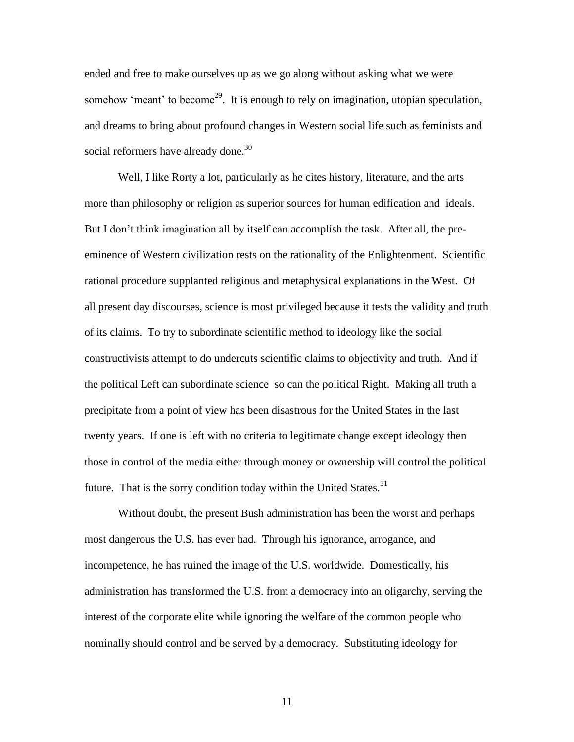ended and free to make ourselves up as we go along without asking what we were somehow 'meant' to become[29]. It is enough to rely on imagination, utopian speculation, and dreams to bring about profound changes in Western social life such as feminists and social reformers have already done.[30]

Well, I like Rorty a lot, particularly as he cites history, literature, and the arts more than philosophy or religion as superior sources for human edification and ideals. But I don't think imagination all by itself can accomplish the task. After all, the pre-eminence of Western civilization rests on the rationality of the Enlightenment. Scientific rational procedure supplanted religious and metaphysical explanations in the West. Of all present day discourses, science is most privileged because it tests the validity and truth of its claims. To try to subordinate scientific method to ideology like the social constructivists attempt to do undercuts scientific claims to objectivity and truth. And if the political Left can subordinate science so can the political Right. Making all truth a precipitate from a point of view has been disastrous for the United States in the last twenty years. If one is left with no criteria to legitimate change except ideology then those in control of the media either through money or ownership will control the political future. That is the sorry condition today within the United States.[31]

Without doubt, the present Bush administration has been the worst and perhaps most dangerous the U.S. has ever had. Through his ignorance, arrogance, and incompetence, he has ruined the image of the U.S. worldwide. Domestically, his administration has transformed the U.S. from a democracy into an oligarchy, serving the interest of the corporate elite while ignoring the welfare of the common people who nominally should control and be served by a democracy. Substituting ideology for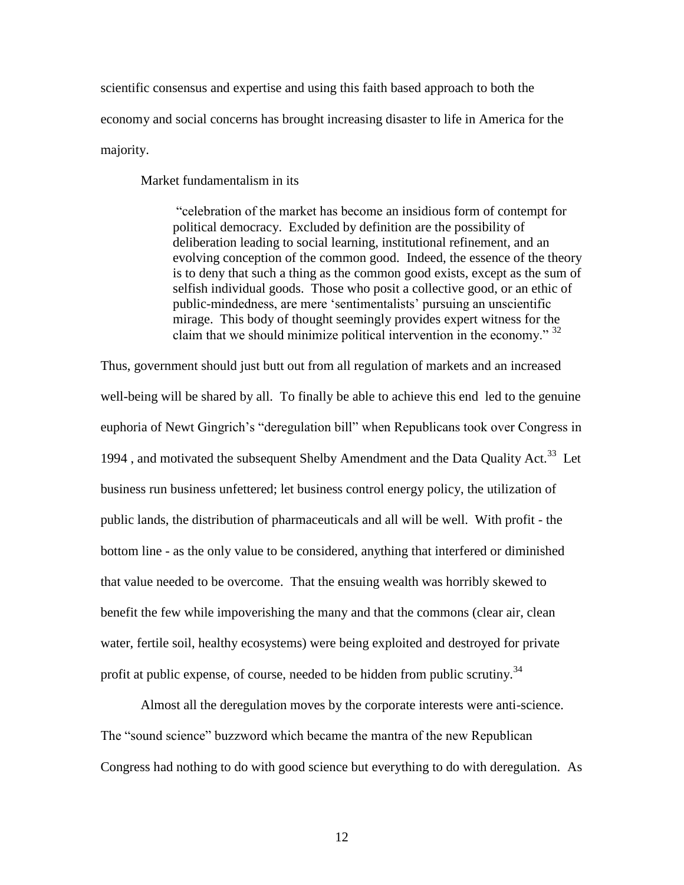scientific consensus and expertise and using this faith based approach to both the economy and social concerns has brought increasing disaster to life in America for the majority.

Market fundamentalism in its

> "celebration of the market has become an insidious form of contempt for political democracy. Excluded by definition are the possibility of deliberation leading to social learning, institutional refinement, and an evolving conception of the common good. Indeed, the essence of the theory is to deny that such a thing as the common good exists, except as the sum of selfish individual goods. Those who posit a collective good, or an ethic of public-mindedness, are mere 'sentimentalists' pursuing an unscientific mirage. This body of thought seemingly provides expert witness for the claim that we should minimize political intervention in the economy." [32]

Thus, government should just butt out from all regulation of markets and an increased well-being will be shared by all. To finally be able to achieve this end led to the genuine euphoria of Newt Gingrich's "deregulation bill" when Republicans took over Congress in 1994 , and motivated the subsequent Shelby Amendment and the Data Quality Act.[33] Let business run business unfettered; let business control energy policy, the utilization of public lands, the distribution of pharmaceuticals and all will be well. With profit - the bottom line - as the only value to be considered, anything that interfered or diminished that value needed to be overcome. That the ensuing wealth was horribly skewed to benefit the few while impoverishing the many and that the commons (clear air, clean water, fertile soil, healthy ecosystems) were being exploited and destroyed for private profit at public expense, of course, needed to be hidden from public scrutiny.[34]

Almost all the deregulation moves by the corporate interests were anti-science. The "sound science" buzzword which became the mantra of the new Republican Congress had nothing to do with good science but everything to do with deregulation. As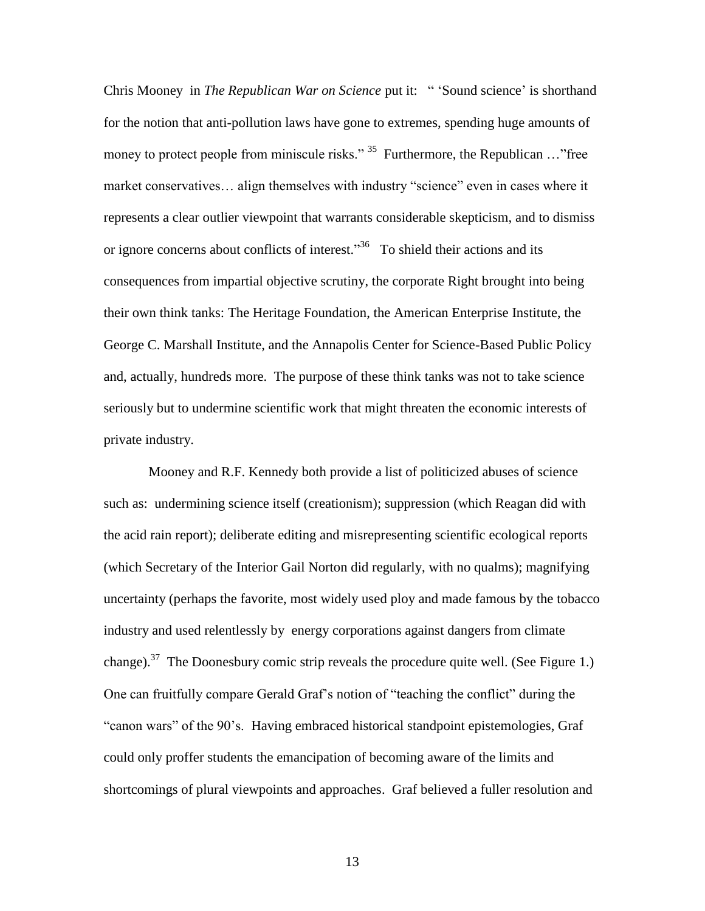Chris Mooney in *The Republican War on Science* put it: " 'Sound science' is shorthand for the notion that anti-pollution laws have gone to extremes, spending huge amounts of money to protect people from miniscule risks." [35] Furthermore, the Republican …"free market conservatives… align themselves with industry "science" even in cases where it represents a clear outlier viewpoint that warrants considerable skepticism, and to dismiss or ignore concerns about conflicts of interest."[36] To shield their actions and its consequences from impartial objective scrutiny, the corporate Right brought into being their own think tanks: The Heritage Foundation, the American Enterprise Institute, the George C. Marshall Institute, and the Annapolis Center for Science-Based Public Policy and, actually, hundreds more. The purpose of these think tanks was not to take science seriously but to undermine scientific work that might threaten the economic interests of private industry.

Mooney and R.F. Kennedy both provide a list of politicized abuses of science such as: undermining science itself (creationism); suppression (which Reagan did with the acid rain report); deliberate editing and misrepresenting scientific ecological reports (which Secretary of the Interior Gail Norton did regularly, with no qualms); magnifying uncertainty (perhaps the favorite, most widely used ploy and made famous by the tobacco industry and used relentlessly by energy corporations against dangers from climate change).[37] The Doonesbury comic strip reveals the procedure quite well. (See Figure 1.) One can fruitfully compare Gerald Graf's notion of "teaching the conflict" during the "canon wars" of the 90's. Having embraced historical standpoint epistemologies, Graf could only proffer students the emancipation of becoming aware of the limits and shortcomings of plural viewpoints and approaches. Graf believed a fuller resolution and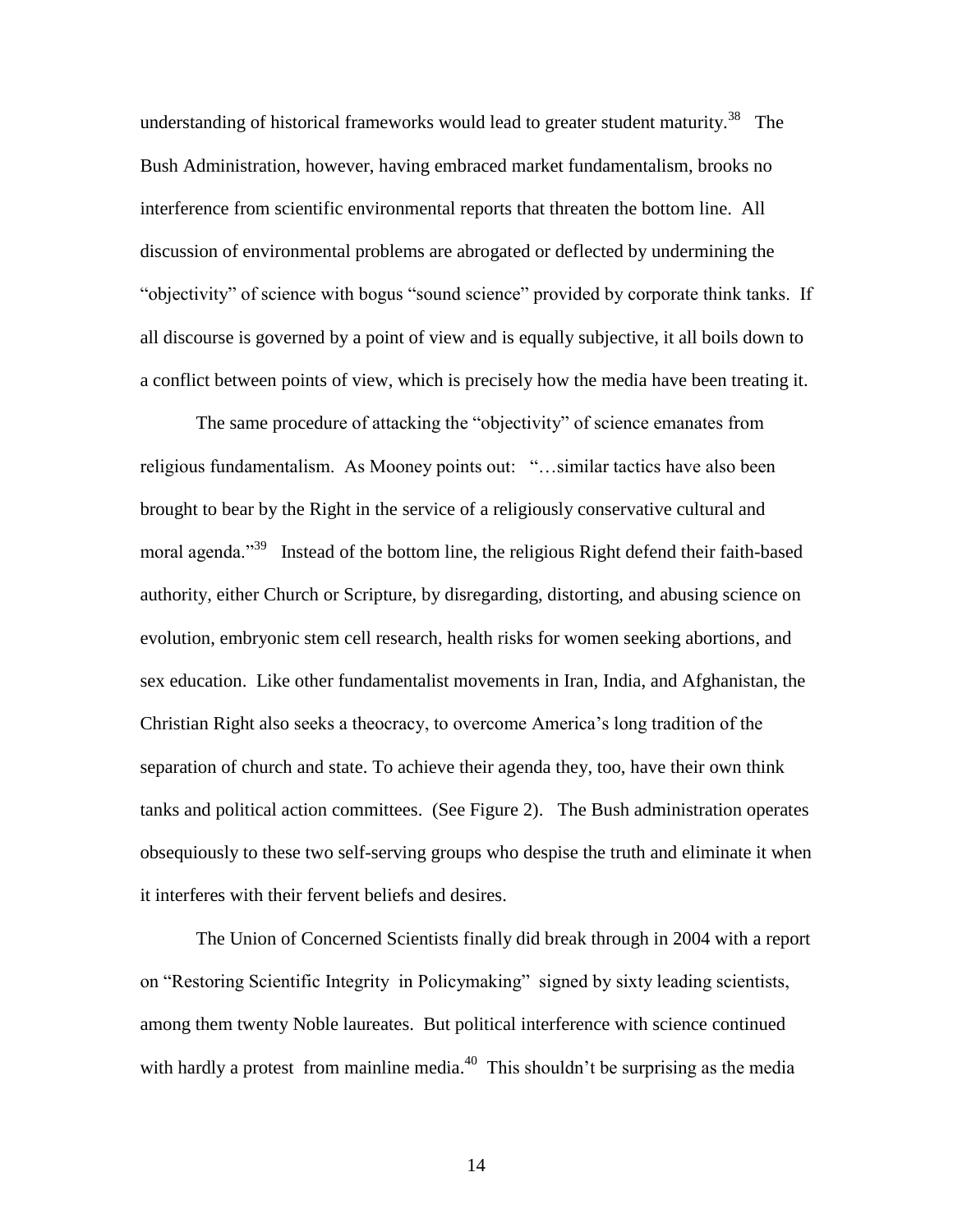understanding of historical frameworks would lead to greater student maturity.[38] The Bush Administration, however, having embraced market fundamentalism, brooks no interference from scientific environmental reports that threaten the bottom line. All discussion of environmental problems are abrogated or deflected by undermining the "objectivity" of science with bogus "sound science" provided by corporate think tanks. If all discourse is governed by a point of view and is equally subjective, it all boils down to a conflict between points of view, which is precisely how the media have been treating it.

The same procedure of attacking the "objectivity" of science emanates from religious fundamentalism. As Mooney points out: "…similar tactics have also been brought to bear by the Right in the service of a religiously conservative cultural and moral agenda."[39] Instead of the bottom line, the religious Right defend their faith-based authority, either Church or Scripture, by disregarding, distorting, and abusing science on evolution, embryonic stem cell research, health risks for women seeking abortions, and sex education. Like other fundamentalist movements in Iran, India, and Afghanistan, the Christian Right also seeks a theocracy, to overcome America's long tradition of the separation of church and state. To achieve their agenda they, too, have their own think tanks and political action committees. (See Figure 2). The Bush administration operates obsequiously to these two self-serving groups who despise the truth and eliminate it when it interferes with their fervent beliefs and desires.

The Union of Concerned Scientists finally did break through in 2004 with a report on "Restoring Scientific Integrity in Policymaking" signed by sixty leading scientists, among them twenty Noble laureates. But political interference with science continued with hardly a protest from mainline media.[40] This shouldn't be surprising as the media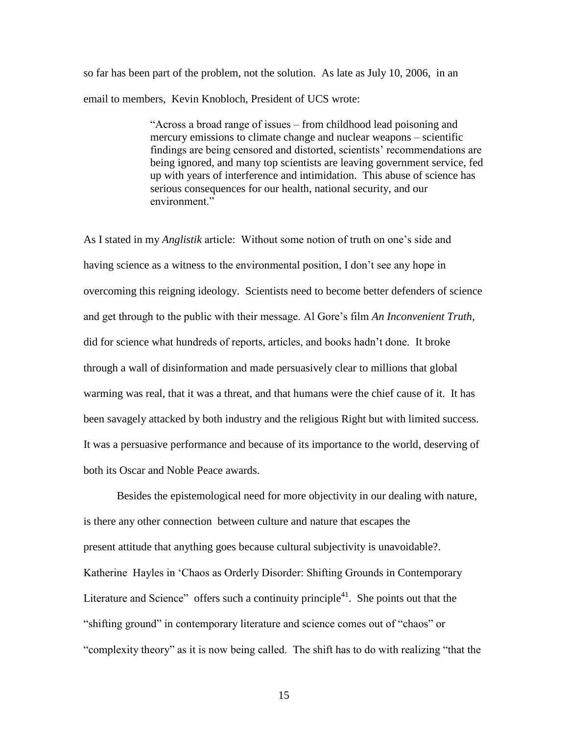so far has been part of the problem, not the solution. As late as July 10, 2006, in an email to members, Kevin Knobloch, President of UCS wrote:

> "Across a broad range of issues – from childhood lead poisoning and mercury emissions to climate change and nuclear weapons – scientific findings are being censored and distorted, scientists' recommendations are being ignored, and many top scientists are leaving government service, fed up with years of interference and intimidation. This abuse of science has serious consequences for our health, national security, and our environment."

As I stated in my *Anglistik* article: Without some notion of truth on one's side and having science as a witness to the environmental position, I don't see any hope in overcoming this reigning ideology. Scientists need to become better defenders of science and get through to the public with their message. Al Gore's film *An Inconvenient Truth*, did for science what hundreds of reports, articles, and books hadn't done. It broke through a wall of disinformation and made persuasively clear to millions that global warming was real, that it was a threat, and that humans were the chief cause of it. It has been savagely attacked by both industry and the religious Right but with limited success. It was a persuasive performance and because of its importance to the world, deserving of both its Oscar and Noble Peace awards.

Besides the epistemological need for more objectivity in our dealing with nature, is there any other connection between culture and nature that escapes the present attitude that anything goes because cultural subjectivity is unavoidable?. Katherine Hayles in 'Chaos as Orderly Disorder: Shifting Grounds in Contemporary Literature and Science" offers such a continuity principle[41]. She points out that the "shifting ground" in contemporary literature and science comes out of "chaos" or "complexity theory" as it is now being called. The shift has to do with realizing "that the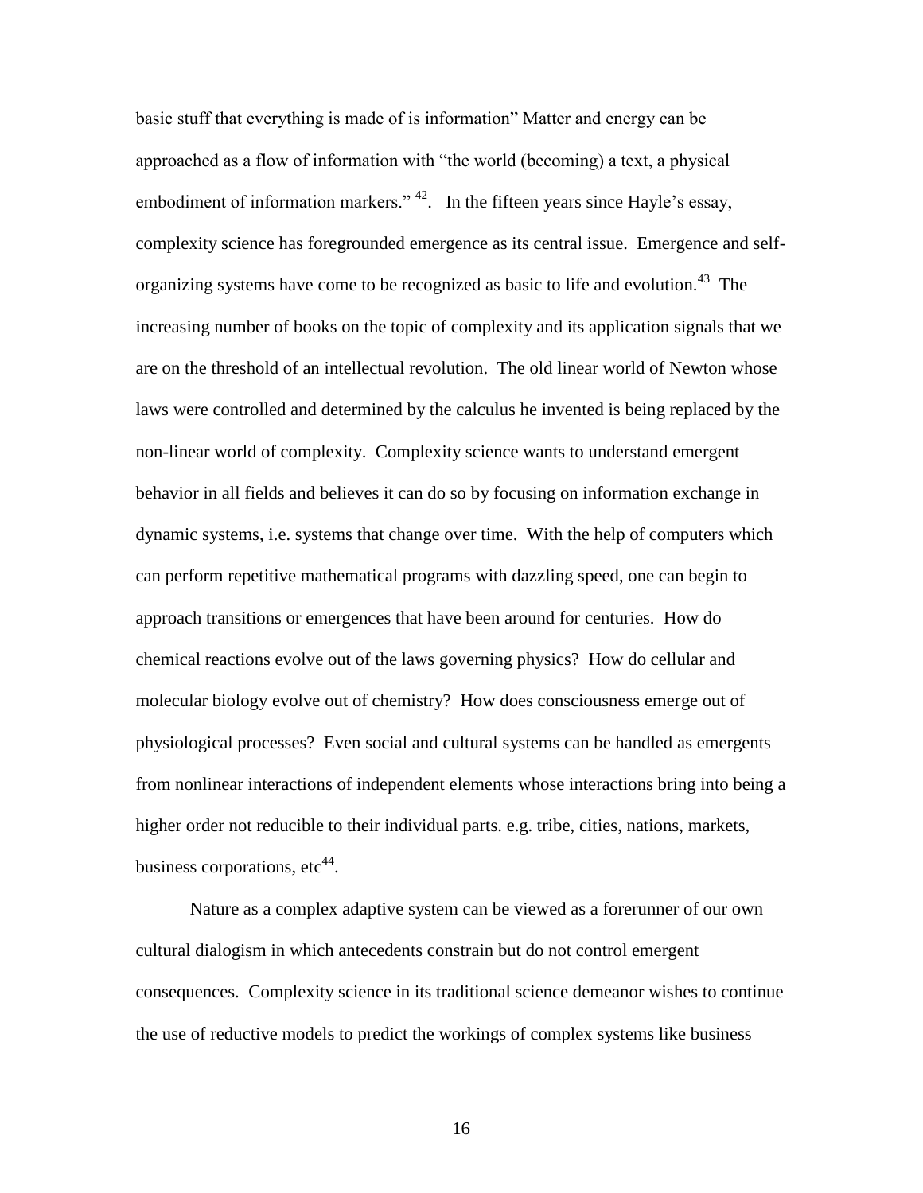basic stuff that everything is made of is information" Matter and energy can be approached as a flow of information with "the world (becoming) a text, a physical embodiment of information markers." [42]. In the fifteen years since Hayle's essay, complexity science has foregrounded emergence as its central issue. Emergence and self-organizing systems have come to be recognized as basic to life and evolution.[43] The increasing number of books on the topic of complexity and its application signals that we are on the threshold of an intellectual revolution. The old linear world of Newton whose laws were controlled and determined by the calculus he invented is being replaced by the non-linear world of complexity. Complexity science wants to understand emergent behavior in all fields and believes it can do so by focusing on information exchange in dynamic systems, i.e. systems that change over time. With the help of computers which can perform repetitive mathematical programs with dazzling speed, one can begin to approach transitions or emergences that have been around for centuries. How do chemical reactions evolve out of the laws governing physics? How do cellular and molecular biology evolve out of chemistry? How does consciousness emerge out of physiological processes? Even social and cultural systems can be handled as emergents from nonlinear interactions of independent elements whose interactions bring into being a higher order not reducible to their individual parts. e.g. tribe, cities, nations, markets, business corporations, etc[44].

Nature as a complex adaptive system can be viewed as a forerunner of our own cultural dialogism in which antecedents constrain but do not control emergent consequences. Complexity science in its traditional science demeanor wishes to continue the use of reductive models to predict the workings of complex systems like business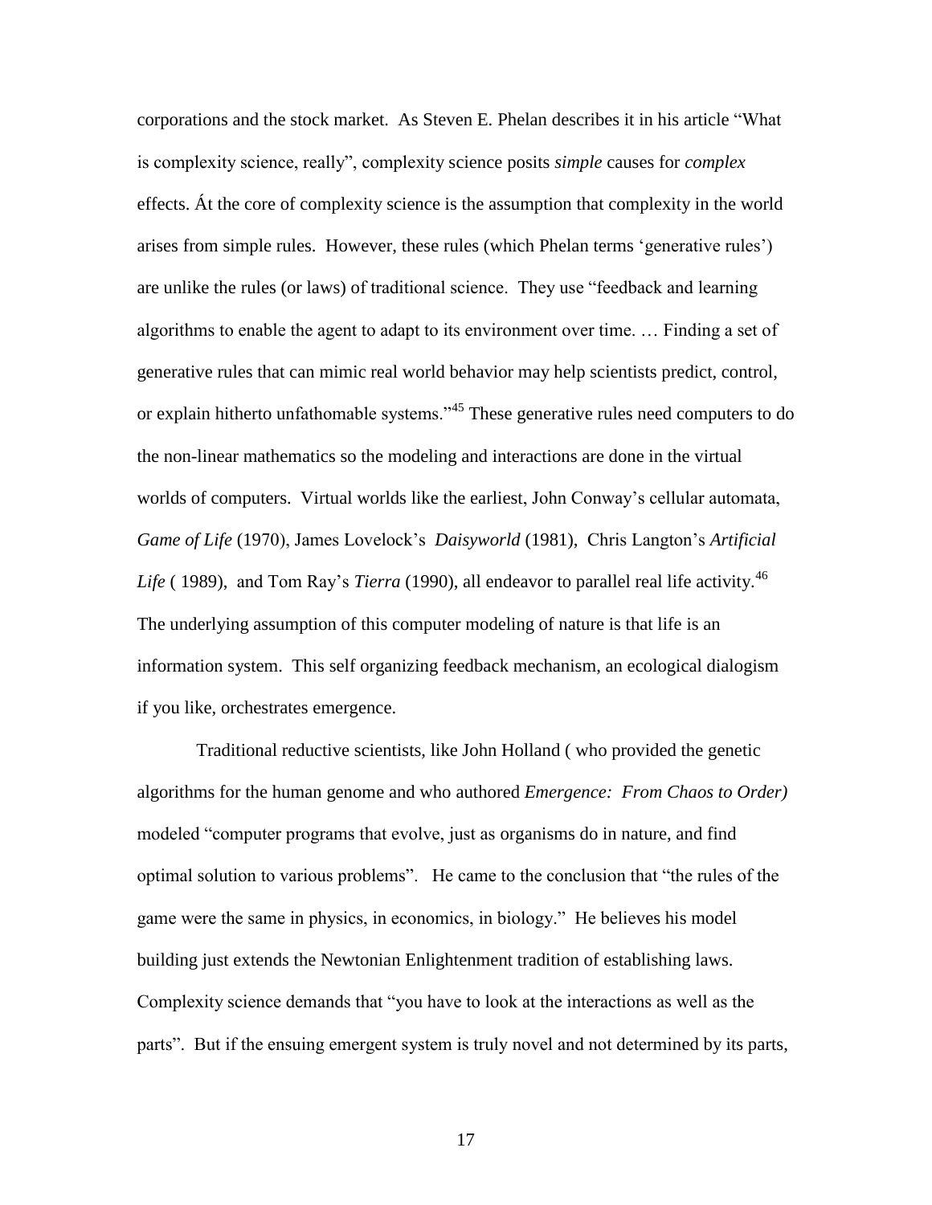corporations and the stock market. As Steven E. Phelan describes it in his article "What is complexity science, really", complexity science posits *simple* causes for *complex* effects. Át the core of complexity science is the assumption that complexity in the world arises from simple rules. However, these rules (which Phelan terms 'generative rules') are unlike the rules (or laws) of traditional science. They use "feedback and learning algorithms to enable the agent to adapt to its environment over time. … Finding a set of generative rules that can mimic real world behavior may help scientists predict, control, or explain hitherto unfathomable systems."[45] These generative rules need computers to do the non-linear mathematics so the modeling and interactions are done in the virtual worlds of computers. Virtual worlds like the earliest, John Conway's cellular automata, *Game of Life* (1970), James Lovelock's *Daisyworld* (1981), Chris Langton's *Artificial Life* ( 1989), and Tom Ray's *Tierra* (1990), all endeavor to parallel real life activity.[46] The underlying assumption of this computer modeling of nature is that life is an information system. This self organizing feedback mechanism, an ecological dialogism if you like, orchestrates emergence.

Traditional reductive scientists, like John Holland ( who provided the genetic algorithms for the human genome and who authored *Emergence: From Chaos to Order)* modeled "computer programs that evolve, just as organisms do in nature, and find optimal solution to various problems". He came to the conclusion that "the rules of the game were the same in physics, in economics, in biology." He believes his model building just extends the Newtonian Enlightenment tradition of establishing laws. Complexity science demands that "you have to look at the interactions as well as the parts". But if the ensuing emergent system is truly novel and not determined by its parts,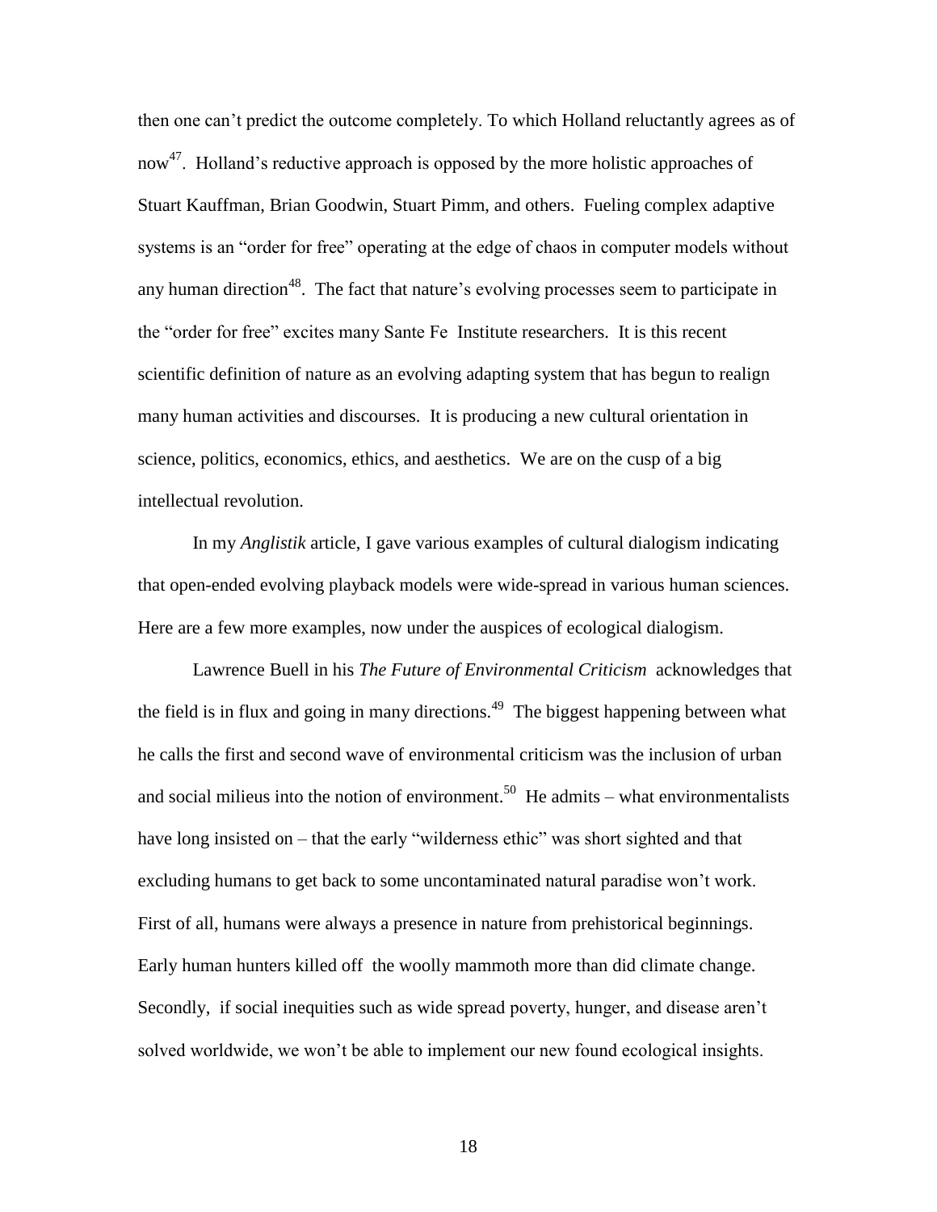then one can’t predict the outcome completely. To which Holland reluctantly agrees as of now[47]. Holland’s reductive approach is opposed by the more holistic approaches of Stuart Kauffman, Brian Goodwin, Stuart Pimm, and others. Fueling complex adaptive systems is an “order for free” operating at the edge of chaos in computer models without any human direction[48]. The fact that nature’s evolving processes seem to participate in the “order for free” excites many Sante Fe Institute researchers. It is this recent scientific definition of nature as an evolving adapting system that has begun to realign many human activities and discourses. It is producing a new cultural orientation in science, politics, economics, ethics, and aesthetics. We are on the cusp of a big intellectual revolution.

In my *Anglistik* article, I gave various examples of cultural dialogism indicating that open-ended evolving playback models were wide-spread in various human sciences. Here are a few more examples, now under the auspices of ecological dialogism.

Lawrence Buell in his *The Future of Environmental Criticism* acknowledges that the field is in flux and going in many directions.[49] The biggest happening between what he calls the first and second wave of environmental criticism was the inclusion of urban and social milieus into the notion of environment.[50] He admits – what environmentalists have long insisted on – that the early “wilderness ethic” was short sighted and that excluding humans to get back to some uncontaminated natural paradise won’t work. First of all, humans were always a presence in nature from prehistorical beginnings. Early human hunters killed off the woolly mammoth more than did climate change. Secondly, if social inequities such as wide spread poverty, hunger, and disease aren’t solved worldwide, we won’t be able to implement our new found ecological insights.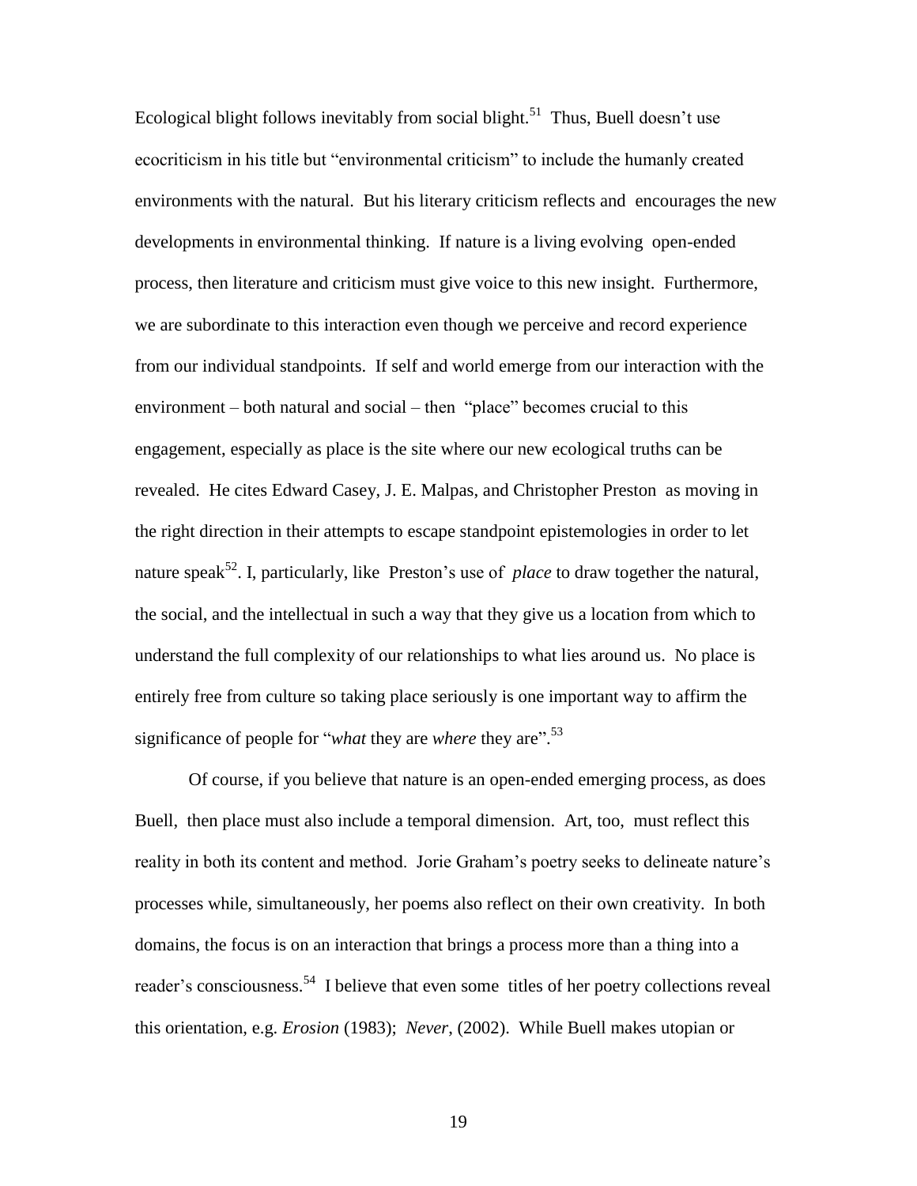Ecological blight follows inevitably from social blight.[51] Thus, Buell doesn't use ecocriticism in his title but "environmental criticism" to include the humanly created environments with the natural. But his literary criticism reflects and encourages the new developments in environmental thinking. If nature is a living evolving open-ended process, then literature and criticism must give voice to this new insight. Furthermore, we are subordinate to this interaction even though we perceive and record experience from our individual standpoints. If self and world emerge from our interaction with the environment – both natural and social – then "place" becomes crucial to this engagement, especially as place is the site where our new ecological truths can be revealed. He cites Edward Casey, J. E. Malpas, and Christopher Preston as moving in the right direction in their attempts to escape standpoint epistemologies in order to let nature speak[52]. I, particularly, like Preston's use of *place* to draw together the natural, the social, and the intellectual in such a way that they give us a location from which to understand the full complexity of our relationships to what lies around us. No place is entirely free from culture so taking place seriously is one important way to affirm the significance of people for "*what* they are *where* they are".[53]

Of course, if you believe that nature is an open-ended emerging process, as does Buell, then place must also include a temporal dimension. Art, too, must reflect this reality in both its content and method. Jorie Graham's poetry seeks to delineate nature's processes while, simultaneously, her poems also reflect on their own creativity. In both domains, the focus is on an interaction that brings a process more than a thing into a reader's consciousness.[54] I believe that even some titles of her poetry collections reveal this orientation, e.g. *Erosion* (1983); *Never*, (2002). While Buell makes utopian or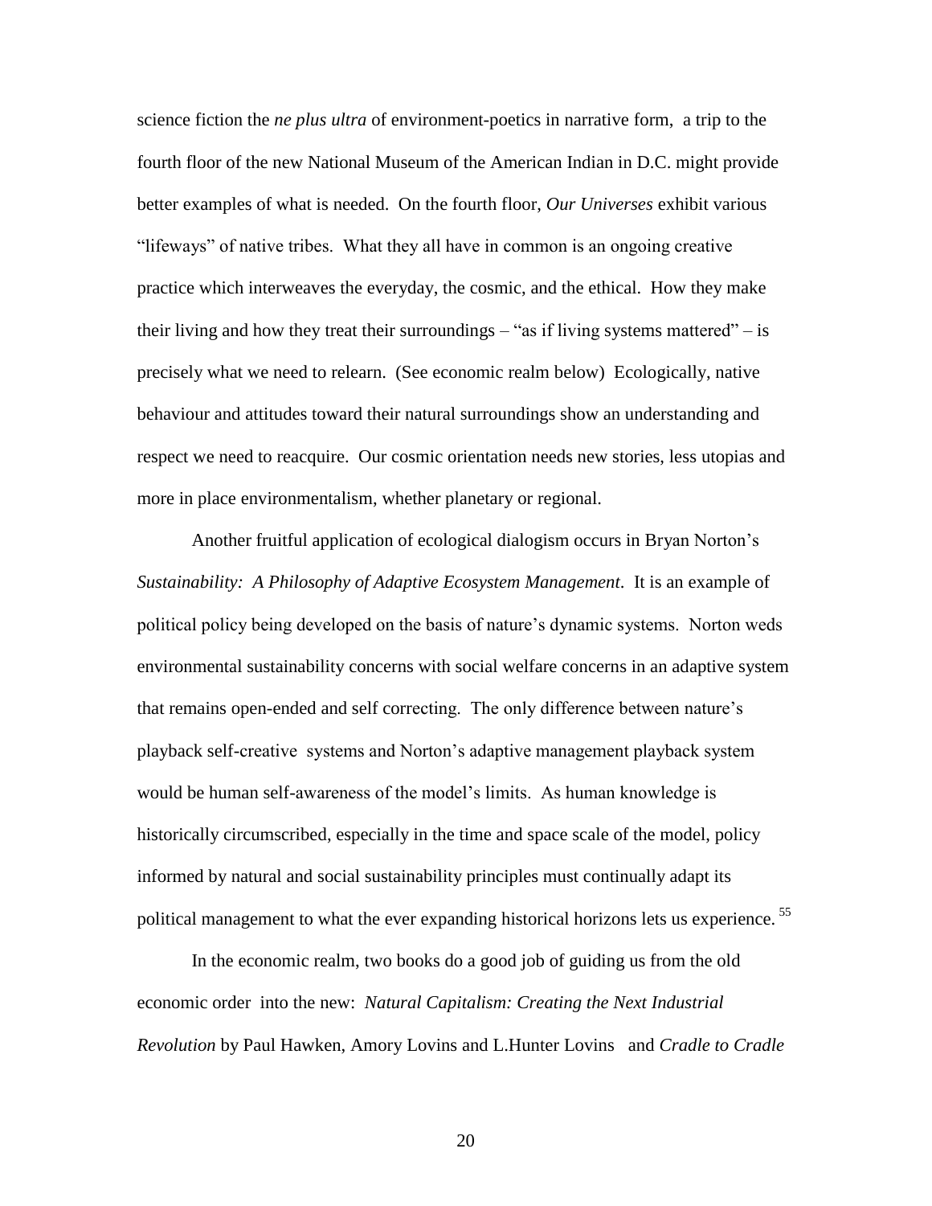science fiction the *ne plus ultra* of environment-poetics in narrative form, a trip to the fourth floor of the new National Museum of the American Indian in D.C. might provide better examples of what is needed. On the fourth floor, *Our Universes* exhibit various "lifeways" of native tribes. What they all have in common is an ongoing creative practice which interweaves the everyday, the cosmic, and the ethical. How they make their living and how they treat their surroundings – "as if living systems mattered" – is precisely what we need to relearn. (See economic realm below) Ecologically, native behaviour and attitudes toward their natural surroundings show an understanding and respect we need to reacquire. Our cosmic orientation needs new stories, less utopias and more in place environmentalism, whether planetary or regional.

Another fruitful application of ecological dialogism occurs in Bryan Norton's *Sustainability: A Philosophy of Adaptive Ecosystem Management*. It is an example of political policy being developed on the basis of nature's dynamic systems. Norton weds environmental sustainability concerns with social welfare concerns in an adaptive system that remains open-ended and self correcting. The only difference between nature's playback self-creative systems and Norton's adaptive management playback system would be human self-awareness of the model's limits. As human knowledge is historically circumscribed, especially in the time and space scale of the model, policy informed by natural and social sustainability principles must continually adapt its political management to what the ever expanding historical horizons lets us experience. [55]

In the economic realm, two books do a good job of guiding us from the old economic order into the new: *Natural Capitalism: Creating the Next Industrial Revolution* by Paul Hawken, Amory Lovins and L.Hunter Lovins and *Cradle to Cradle*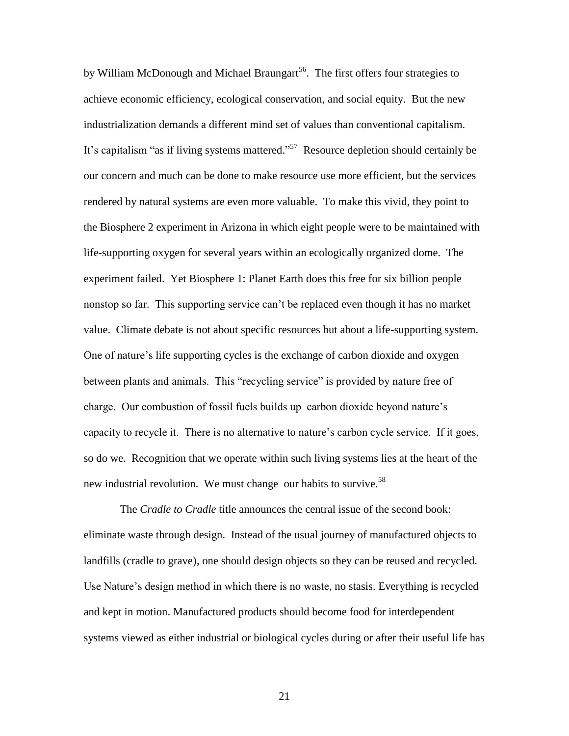by William McDonough and Michael Braungart[56]. The first offers four strategies to achieve economic efficiency, ecological conservation, and social equity. But the new industrialization demands a different mind set of values than conventional capitalism. It's capitalism "as if living systems mattered."[57] Resource depletion should certainly be our concern and much can be done to make resource use more efficient, but the services rendered by natural systems are even more valuable. To make this vivid, they point to the Biosphere 2 experiment in Arizona in which eight people were to be maintained with life-supporting oxygen for several years within an ecologically organized dome. The experiment failed. Yet Biosphere 1: Planet Earth does this free for six billion people nonstop so far. This supporting service can't be replaced even though it has no market value. Climate debate is not about specific resources but about a life-supporting system. One of nature's life supporting cycles is the exchange of carbon dioxide and oxygen between plants and animals. This "recycling service" is provided by nature free of charge. Our combustion of fossil fuels builds up carbon dioxide beyond nature's capacity to recycle it. There is no alternative to nature's carbon cycle service. If it goes, so do we. Recognition that we operate within such living systems lies at the heart of the new industrial revolution. We must change our habits to survive.[58]

The *Cradle to Cradle* title announces the central issue of the second book: eliminate waste through design. Instead of the usual journey of manufactured objects to landfills (cradle to grave), one should design objects so they can be reused and recycled. Use Nature's design method in which there is no waste, no stasis. Everything is recycled and kept in motion. Manufactured products should become food for interdependent systems viewed as either industrial or biological cycles during or after their useful life has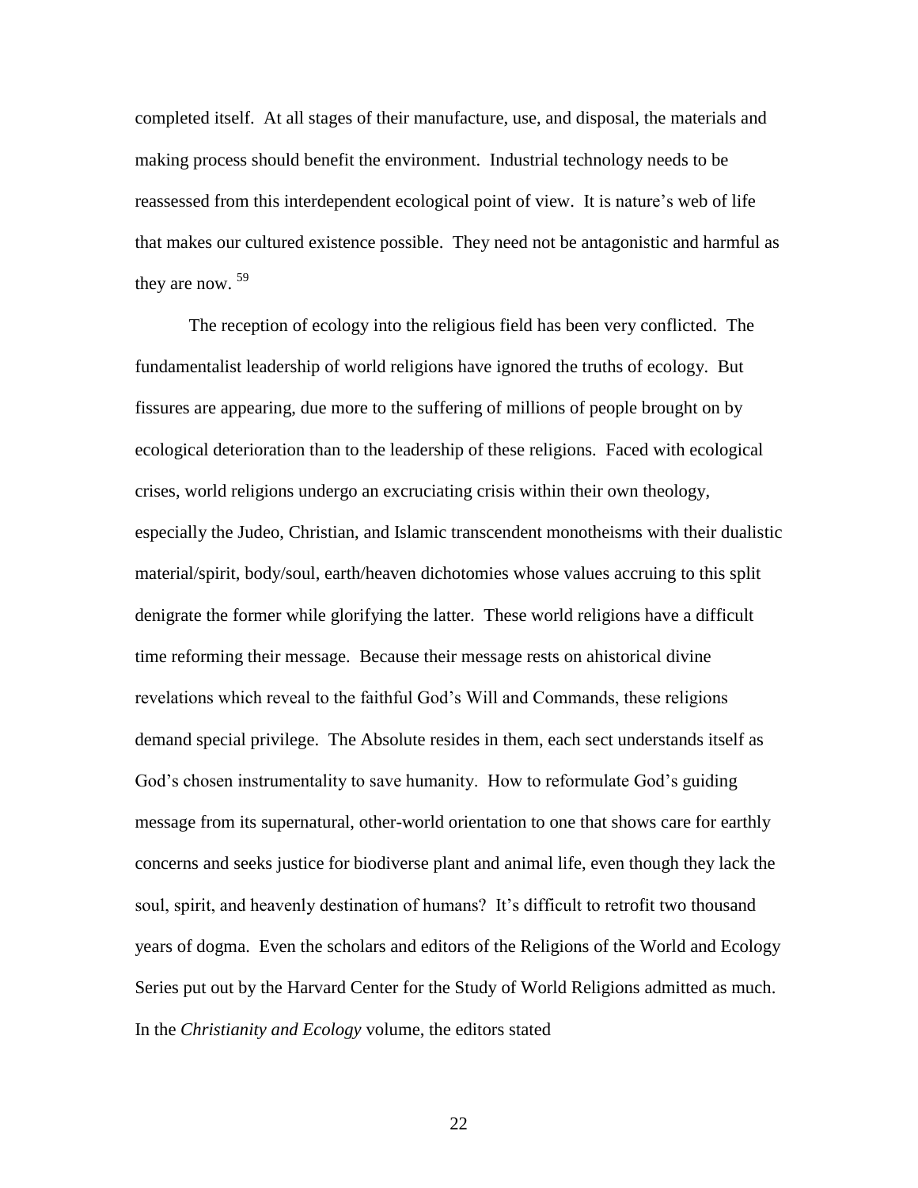completed itself. At all stages of their manufacture, use, and disposal, the materials and making process should benefit the environment. Industrial technology needs to be reassessed from this interdependent ecological point of view. It is nature's web of life that makes our cultured existence possible. They need not be antagonistic and harmful as they are now. [59]

The reception of ecology into the religious field has been very conflicted. The fundamentalist leadership of world religions have ignored the truths of ecology. But fissures are appearing, due more to the suffering of millions of people brought on by ecological deterioration than to the leadership of these religions. Faced with ecological crises, world religions undergo an excruciating crisis within their own theology, especially the Judeo, Christian, and Islamic transcendent monotheisms with their dualistic material/spirit, body/soul, earth/heaven dichotomies whose values accruing to this split denigrate the former while glorifying the latter. These world religions have a difficult time reforming their message. Because their message rests on ahistorical divine revelations which reveal to the faithful God's Will and Commands, these religions demand special privilege. The Absolute resides in them, each sect understands itself as God's chosen instrumentality to save humanity. How to reformulate God's guiding message from its supernatural, other-world orientation to one that shows care for earthly concerns and seeks justice for biodiverse plant and animal life, even though they lack the soul, spirit, and heavenly destination of humans? It's difficult to retrofit two thousand years of dogma. Even the scholars and editors of the Religions of the World and Ecology Series put out by the Harvard Center for the Study of World Religions admitted as much. In the *Christianity and Ecology* volume, the editors stated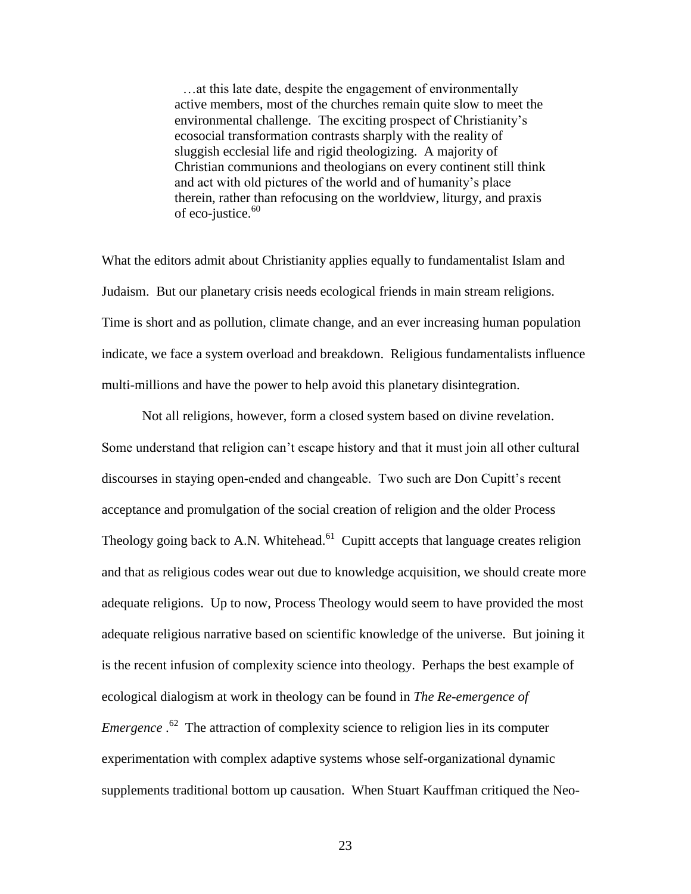> …at this late date, despite the engagement of environmentally active members, most of the churches remain quite slow to meet the environmental challenge. The exciting prospect of Christianity's ecosocial transformation contrasts sharply with the reality of sluggish ecclesial life and rigid theologizing. A majority of Christian communions and theologians on every continent still think and act with old pictures of the world and of humanity's place therein, rather than refocusing on the worldview, liturgy, and praxis of eco-justice.[60]

What the editors admit about Christianity applies equally to fundamentalist Islam and Judaism. But our planetary crisis needs ecological friends in main stream religions. Time is short and as pollution, climate change, and an ever increasing human population indicate, we face a system overload and breakdown. Religious fundamentalists influence multi-millions and have the power to help avoid this planetary disintegration.

Not all religions, however, form a closed system based on divine revelation. Some understand that religion can't escape history and that it must join all other cultural discourses in staying open-ended and changeable. Two such are Don Cupitt's recent acceptance and promulgation of the social creation of religion and the older Process Theology going back to A.N. Whitehead.[61] Cupitt accepts that language creates religion and that as religious codes wear out due to knowledge acquisition, we should create more adequate religions. Up to now, Process Theology would seem to have provided the most adequate religious narrative based on scientific knowledge of the universe. But joining it is the recent infusion of complexity science into theology. Perhaps the best example of ecological dialogism at work in theology can be found in *The Re-emergence of Emergence*.[62] The attraction of complexity science to religion lies in its computer experimentation with complex adaptive systems whose self-organizational dynamic supplements traditional bottom up causation. When Stuart Kauffman critiqued the Neo-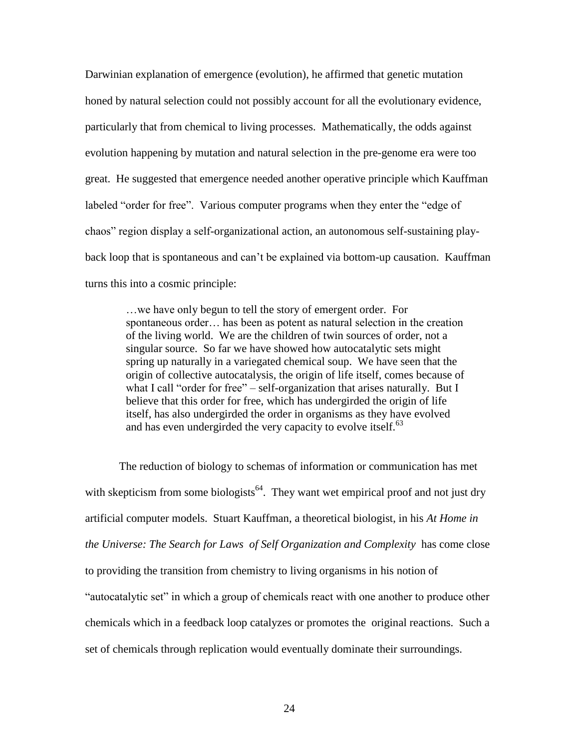Darwinian explanation of emergence (evolution), he affirmed that genetic mutation honed by natural selection could not possibly account for all the evolutionary evidence, particularly that from chemical to living processes. Mathematically, the odds against evolution happening by mutation and natural selection in the pre-genome era were too great. He suggested that emergence needed another operative principle which Kauffman labeled "order for free". Various computer programs when they enter the "edge of chaos" region display a self-organizational action, an autonomous self-sustaining play-back loop that is spontaneous and can't be explained via bottom-up causation. Kauffman turns this into a cosmic principle:

> …we have only begun to tell the story of emergent order. For spontaneous order… has been as potent as natural selection in the creation of the living world. We are the children of twin sources of order, not a singular source. So far we have showed how autocatalytic sets might spring up naturally in a variegated chemical soup. We have seen that the origin of collective autocatalysis, the origin of life itself, comes because of what I call "order for free" – self-organization that arises naturally. But I believe that this order for free, which has undergirded the origin of life itself, has also undergirded the order in organisms as they have evolved and has even undergirded the very capacity to evolve itself.[63]

The reduction of biology to schemas of information or communication has met with skepticism from some biologists[64]. They want wet empirical proof and not just dry artificial computer models. Stuart Kauffman, a theoretical biologist, in his *At Home in the Universe: The Search for Laws of Self Organization and Complexity* has come close to providing the transition from chemistry to living organisms in his notion of "autocatalytic set" in which a group of chemicals react with one another to produce other chemicals which in a feedback loop catalyzes or promotes the original reactions. Such a set of chemicals through replication would eventually dominate their surroundings.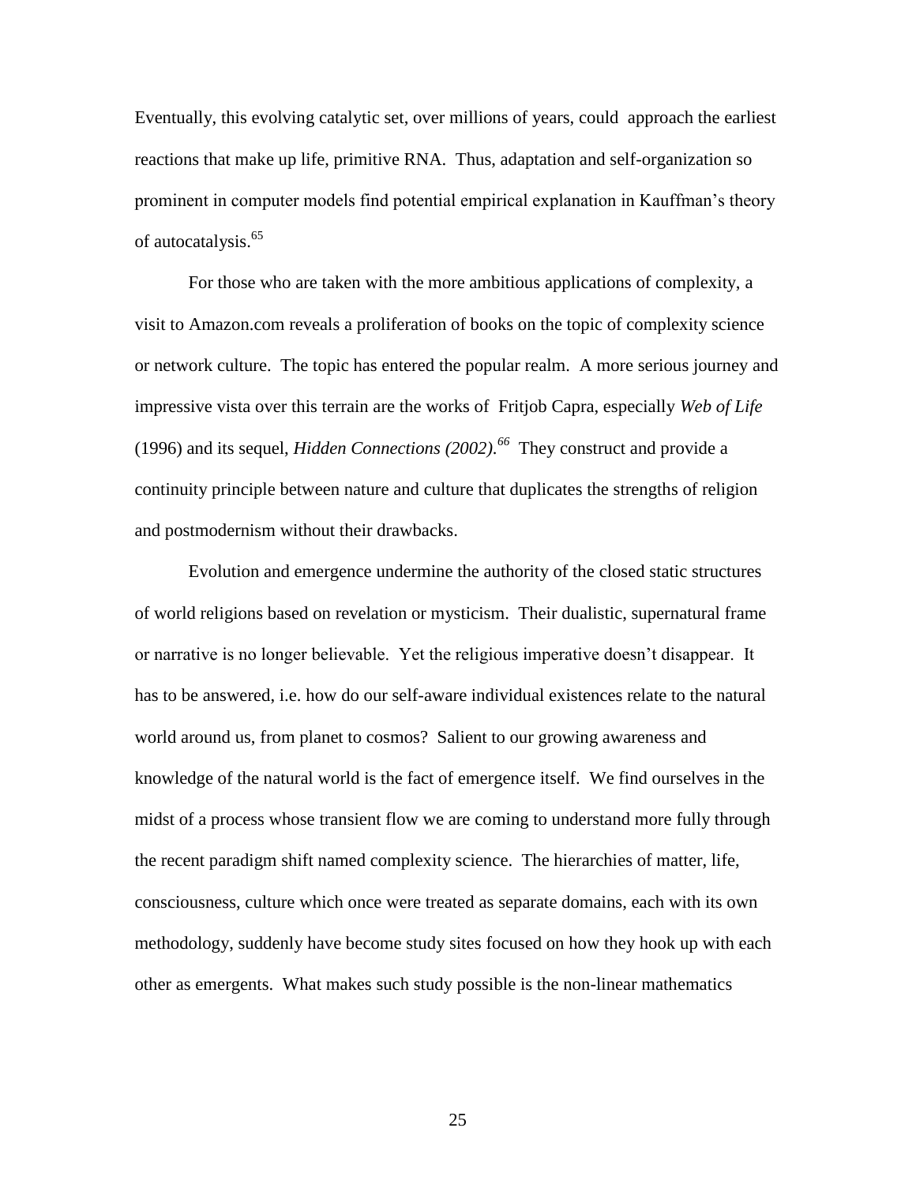Eventually, this evolving catalytic set, over millions of years, could approach the earliest reactions that make up life, primitive RNA. Thus, adaptation and self-organization so prominent in computer models find potential empirical explanation in Kauffman's theory of autocatalysis.[65]

For those who are taken with the more ambitious applications of complexity, a visit to Amazon.com reveals a proliferation of books on the topic of complexity science or network culture. The topic has entered the popular realm. A more serious journey and impressive vista over this terrain are the works of Fritjob Capra, especially *Web of Life* (1996) and its sequel, *Hidden Connections (2002).*[66] They construct and provide a continuity principle between nature and culture that duplicates the strengths of religion and postmodernism without their drawbacks.

Evolution and emergence undermine the authority of the closed static structures of world religions based on revelation or mysticism. Their dualistic, supernatural frame or narrative is no longer believable. Yet the religious imperative doesn't disappear. It has to be answered, i.e. how do our self-aware individual existences relate to the natural world around us, from planet to cosmos? Salient to our growing awareness and knowledge of the natural world is the fact of emergence itself. We find ourselves in the midst of a process whose transient flow we are coming to understand more fully through the recent paradigm shift named complexity science. The hierarchies of matter, life, consciousness, culture which once were treated as separate domains, each with its own methodology, suddenly have become study sites focused on how they hook up with each other as emergents. What makes such study possible is the non-linear mathematics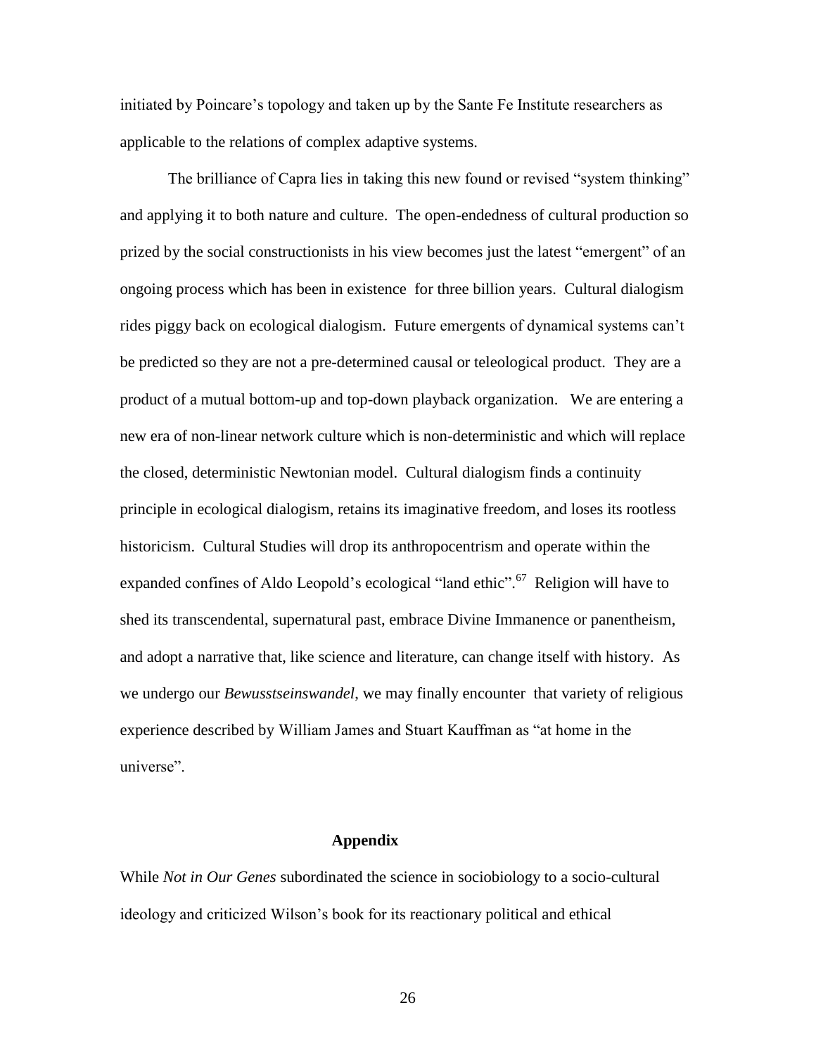initiated by Poincare's topology and taken up by the Sante Fe Institute researchers as applicable to the relations of complex adaptive systems.

The brilliance of Capra lies in taking this new found or revised "system thinking" and applying it to both nature and culture. The open-endedness of cultural production so prized by the social constructionists in his view becomes just the latest "emergent" of an ongoing process which has been in existence for three billion years. Cultural dialogism rides piggy back on ecological dialogism. Future emergents of dynamical systems can't be predicted so they are not a pre-determined causal or teleological product. They are a product of a mutual bottom-up and top-down playback organization. We are entering a new era of non-linear network culture which is non-deterministic and which will replace the closed, deterministic Newtonian model. Cultural dialogism finds a continuity principle in ecological dialogism, retains its imaginative freedom, and loses its rootless historicism. Cultural Studies will drop its anthropocentrism and operate within the expanded confines of Aldo Leopold's ecological "land ethic".[67] Religion will have to shed its transcendental, supernatural past, embrace Divine Immanence or panentheism, and adopt a narrative that, like science and literature, can change itself with history. As we undergo our *Bewusstseinswandel*, we may finally encounter that variety of religious experience described by William James and Stuart Kauffman as "at home in the universe".

## Appendix

While *Not in Our Genes* subordinated the science in sociobiology to a socio-cultural ideology and criticized Wilson's book for its reactionary political and ethical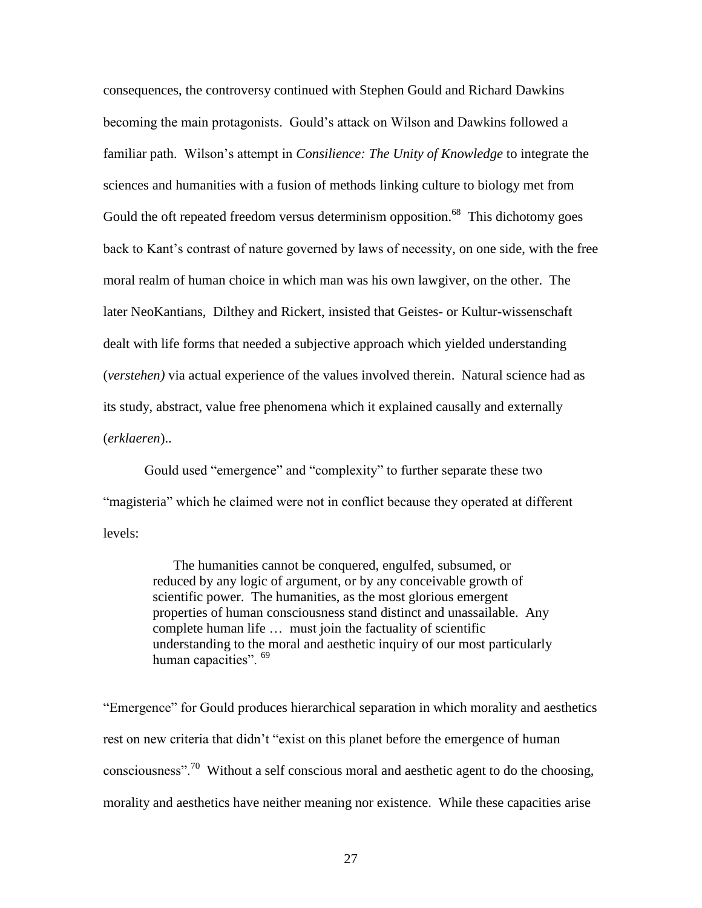consequences, the controversy continued with Stephen Gould and Richard Dawkins becoming the main protagonists. Gould's attack on Wilson and Dawkins followed a familiar path. Wilson's attempt in *Consilience: The Unity of Knowledge* to integrate the sciences and humanities with a fusion of methods linking culture to biology met from Gould the oft repeated freedom versus determinism opposition.[68] This dichotomy goes back to Kant's contrast of nature governed by laws of necessity, on one side, with the free moral realm of human choice in which man was his own lawgiver, on the other. The later NeoKantians, Dilthey and Rickert, insisted that Geistes- or Kultur-wissenschaft dealt with life forms that needed a subjective approach which yielded understanding (*verstehen)* via actual experience of the values involved therein. Natural science had as its study, abstract, value free phenomena which it explained causally and externally (*erklaeren*)..

Gould used "emergence" and "complexity" to further separate these two "magisteria" which he claimed were not in conflict because they operated at different levels:

> The humanities cannot be conquered, engulfed, subsumed, or reduced by any logic of argument, or by any conceivable growth of scientific power. The humanities, as the most glorious emergent properties of human consciousness stand distinct and unassailable. Any complete human life … must join the factuality of scientific understanding to the moral and aesthetic inquiry of our most particularly human capacities". [69]

"Emergence" for Gould produces hierarchical separation in which morality and aesthetics rest on new criteria that didn't "exist on this planet before the emergence of human consciousness".[70] Without a self conscious moral and aesthetic agent to do the choosing, morality and aesthetics have neither meaning nor existence. While these capacities arise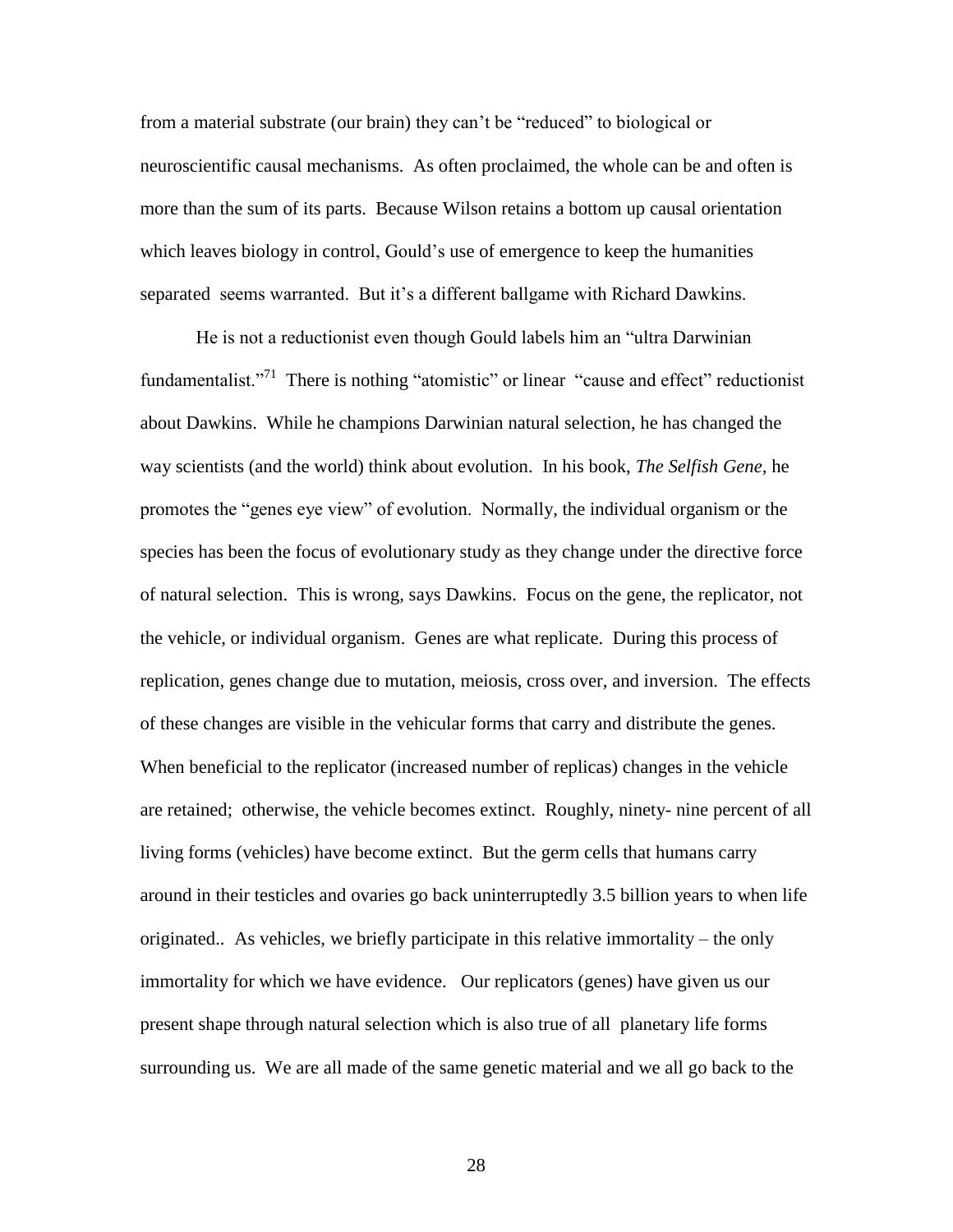from a material substrate (our brain) they can't be "reduced" to biological or neuroscientific causal mechanisms. As often proclaimed, the whole can be and often is more than the sum of its parts. Because Wilson retains a bottom up causal orientation which leaves biology in control, Gould's use of emergence to keep the humanities separated seems warranted. But it's a different ballgame with Richard Dawkins.

He is not a reductionist even though Gould labels him an "ultra Darwinian fundamentalist."[71] There is nothing "atomistic" or linear "cause and effect" reductionist about Dawkins. While he champions Darwinian natural selection, he has changed the way scientists (and the world) think about evolution. In his book, *The Selfish Gene*, he promotes the "genes eye view" of evolution. Normally, the individual organism or the species has been the focus of evolutionary study as they change under the directive force of natural selection. This is wrong, says Dawkins. Focus on the gene, the replicator, not the vehicle, or individual organism. Genes are what replicate. During this process of replication, genes change due to mutation, meiosis, cross over, and inversion. The effects of these changes are visible in the vehicular forms that carry and distribute the genes. When beneficial to the replicator (increased number of replicas) changes in the vehicle are retained; otherwise, the vehicle becomes extinct. Roughly, ninety- nine percent of all living forms (vehicles) have become extinct. But the germ cells that humans carry around in their testicles and ovaries go back uninterruptedly 3.5 billion years to when life originated.. As vehicles, we briefly participate in this relative immortality – the only immortality for which we have evidence. Our replicators (genes) have given us our present shape through natural selection which is also true of all planetary life forms surrounding us. We are all made of the same genetic material and we all go back to the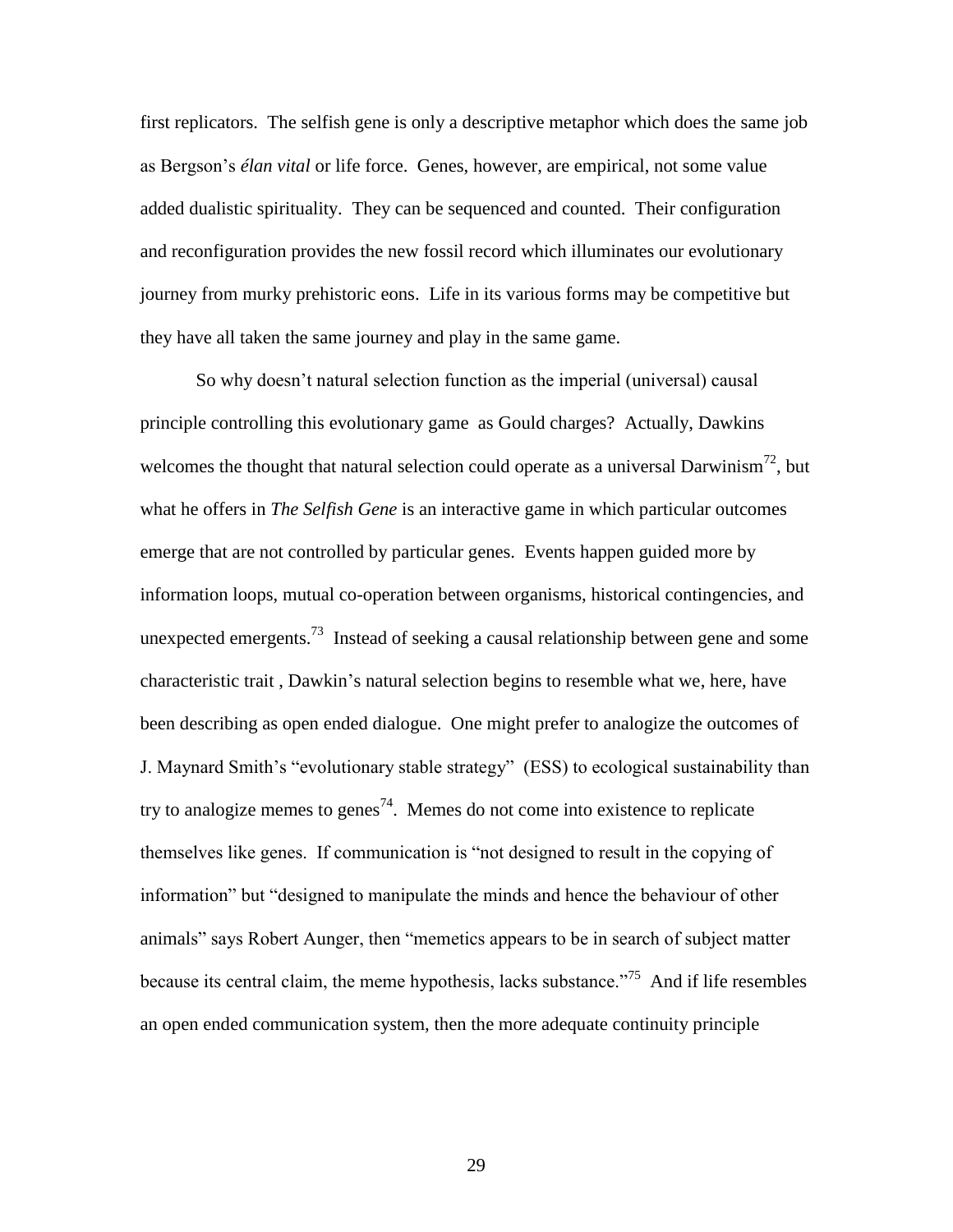first replicators. The selfish gene is only a descriptive metaphor which does the same job as Bergson's *élan vital* or life force. Genes, however, are empirical, not some value added dualistic spirituality. They can be sequenced and counted. Their configuration and reconfiguration provides the new fossil record which illuminates our evolutionary journey from murky prehistoric eons. Life in its various forms may be competitive but they have all taken the same journey and play in the same game.

So why doesn't natural selection function as the imperial (universal) causal principle controlling this evolutionary game as Gould charges? Actually, Dawkins welcomes the thought that natural selection could operate as a universal Darwinism[72], but what he offers in *The Selfish Gene* is an interactive game in which particular outcomes emerge that are not controlled by particular genes. Events happen guided more by information loops, mutual co-operation between organisms, historical contingencies, and unexpected emergents.[73] Instead of seeking a causal relationship between gene and some characteristic trait , Dawkin's natural selection begins to resemble what we, here, have been describing as open ended dialogue. One might prefer to analogize the outcomes of J. Maynard Smith's "evolutionary stable strategy" (ESS) to ecological sustainability than try to analogize memes to genes[74]. Memes do not come into existence to replicate themselves like genes. If communication is "not designed to result in the copying of information" but "designed to manipulate the minds and hence the behaviour of other animals" says Robert Aunger, then "memetics appears to be in search of subject matter because its central claim, the meme hypothesis, lacks substance."[75] And if life resembles an open ended communication system, then the more adequate continuity principle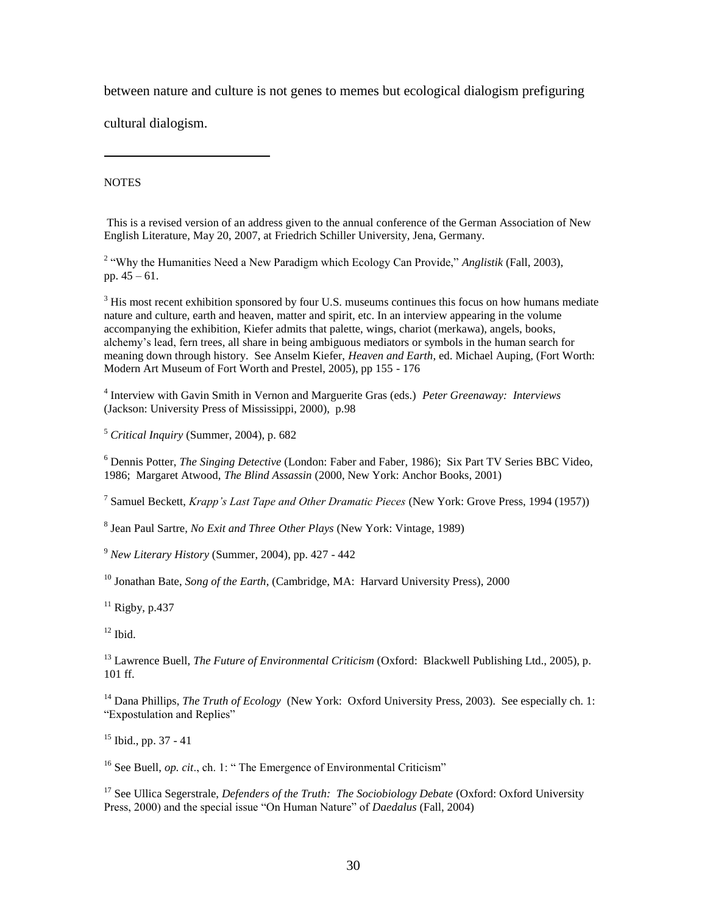between nature and culture is not genes to memes but ecological dialogism prefiguring cultural dialogism.

---

NOTES

This is a revised version of an address given to the annual conference of the German Association of New English Literature, May 20, 2007, at Friedrich Schiller University, Jena, Germany.

[2] "Why the Humanities Need a New Paradigm which Ecology Can Provide," *Anglistik* (Fall, 2003), pp. 45 – 61.

[3] His most recent exhibition sponsored by four U.S. museums continues this focus on how humans mediate nature and culture, earth and heaven, matter and spirit, etc. In an interview appearing in the volume accompanying the exhibition, Kiefer admits that palette, wings, chariot (merkawa), angels, books, alchemy's lead, fern trees, all share in being ambiguous mediators or symbols in the human search for meaning down through history. See Anselm Kiefer, *Heaven and Earth*, ed. Michael Auping, (Fort Worth: Modern Art Museum of Fort Worth and Prestel, 2005), pp 155 - 176

[4] Interview with Gavin Smith in Vernon and Marguerite Gras (eds.) *Peter Greenaway: Interviews* (Jackson: University Press of Mississippi, 2000), p.98

[5] *Critical Inquiry* (Summer, 2004), p. 682

[6] Dennis Potter, *The Singing Detective* (London: Faber and Faber, 1986); Six Part TV Series BBC Video, 1986; Margaret Atwood, *The Blind Assassin* (2000, New York: Anchor Books, 2001)

[7] Samuel Beckett, *Krapp's Last Tape and Other Dramatic Pieces* (New York: Grove Press, 1994 (1957))

[8] Jean Paul Sartre, *No Exit and Three Other Plays* (New York: Vintage, 1989)

[9] *New Literary History* (Summer, 2004), pp. 427 - 442

[10] Jonathan Bate, *Song of the Earth*, (Cambridge, MA: Harvard University Press), 2000

[11] Rigby, p.437

[12] Ibid.

[13] Lawrence Buell, *The Future of Environmental Criticism* (Oxford: Blackwell Publishing Ltd., 2005), p. 101 ff.

[14] Dana Phillips, *The Truth of Ecology* (New York: Oxford University Press, 2003). See especially ch. 1: "Expostulation and Replies"

[15] Ibid., pp. 37 - 41

[16] See Buell, *op. cit*., ch. 1: " The Emergence of Environmental Criticism"

[17] See Ullica Segerstrale, *Defenders of the Truth: The Sociobiology Debate* (Oxford: Oxford University Press, 2000) and the special issue "On Human Nature" of *Daedalus* (Fall, 2004)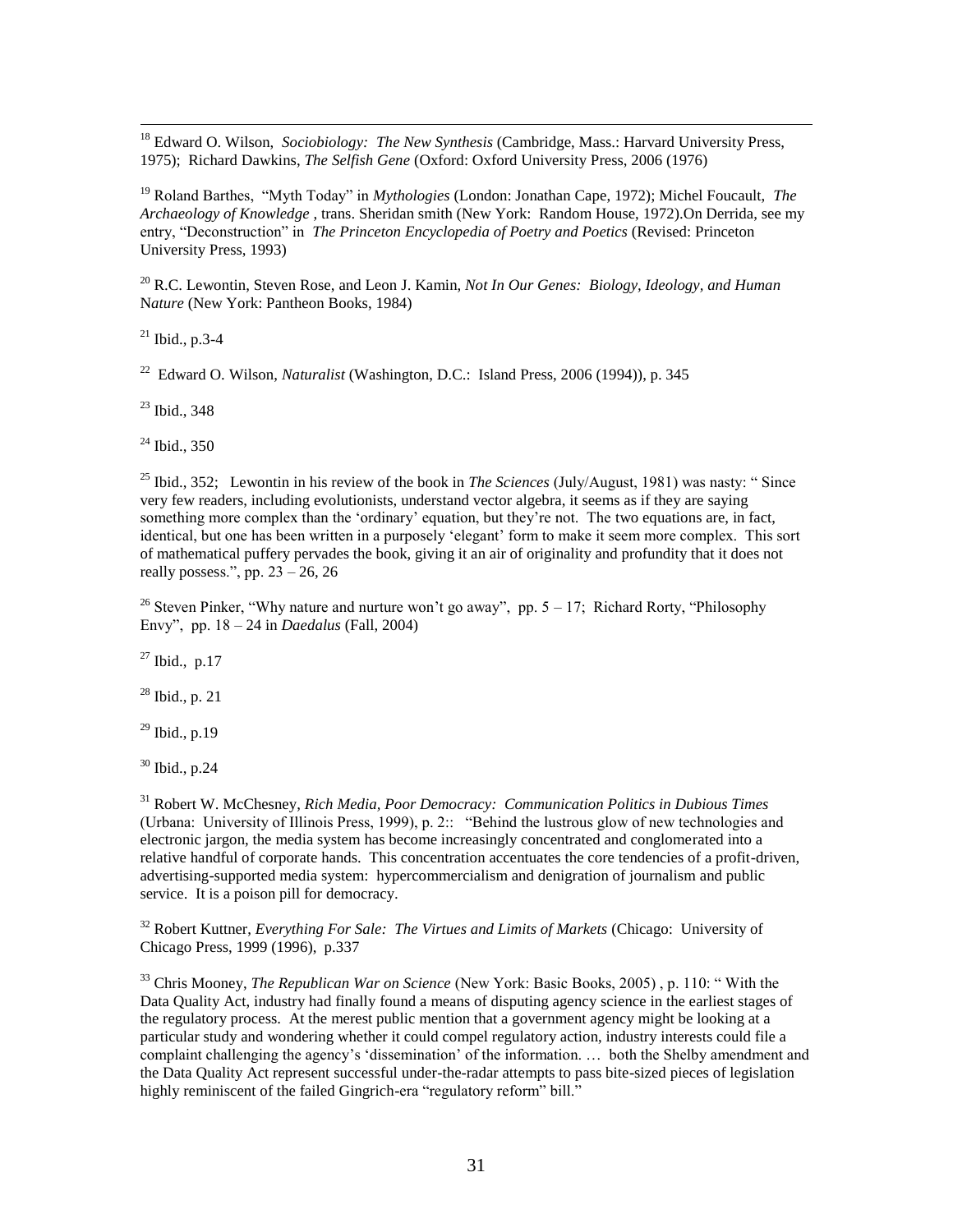[18] Edward O. Wilson, *Sociobiology: The New Synthesis* (Cambridge, Mass.: Harvard University Press, 1975); Richard Dawkins, *The Selfish Gene* (Oxford: Oxford University Press, 2006 (1976)

[19] Roland Barthes, "Myth Today" in *Mythologies* (London: Jonathan Cape, 1972); Michel Foucault, *The Archaeology of Knowledge* , trans. Sheridan smith (New York: Random House, 1972).On Derrida, see my entry, "Deconstruction" in *The Princeton Encyclopedia of Poetry and Poetics* (Revised: Princeton University Press, 1993)

[20] R.C. Lewontin, Steven Rose, and Leon J. Kamin, *Not In Our Genes: Biology, Ideology, and Human Nature* (New York: Pantheon Books, 1984)

[21] Ibid., p.3-4

[22] Edward O. Wilson, *Naturalist* (Washington, D.C.: Island Press, 2006 (1994)), p. 345

[23] Ibid., 348

[24] Ibid., 350

[25] Ibid., 352; Lewontin in his review of the book in *The Sciences* (July/August, 1981) was nasty: " Since very few readers, including evolutionists, understand vector algebra, it seems as if they are saying something more complex than the 'ordinary' equation, but they're not. The two equations are, in fact, identical, but one has been written in a purposely 'elegant' form to make it seem more complex. This sort of mathematical puffery pervades the book, giving it an air of originality and profundity that it does not really possess.", pp. 23 – 26, 26

[26] Steven Pinker, "Why nature and nurture won't go away", pp. 5 – 17; Richard Rorty, "Philosophy Envy", pp. 18 – 24 in *Daedalus* (Fall, 2004)

[27] Ibid., p.17

[28] Ibid., p. 21

[29] Ibid., p.19

[30] Ibid., p.24

[31] Robert W. McChesney, *Rich Media, Poor Democracy: Communication Politics in Dubious Times* (Urbana: University of Illinois Press, 1999), p. 2:: "Behind the lustrous glow of new technologies and electronic jargon, the media system has become increasingly concentrated and conglomerated into a relative handful of corporate hands. This concentration accentuates the core tendencies of a profit-driven, advertising-supported media system: hypercommercialism and denigration of journalism and public service. It is a poison pill for democracy.

[32] Robert Kuttner, *Everything For Sale: The Virtues and Limits of Markets* (Chicago: University of Chicago Press, 1999 (1996), p.337

[33] Chris Mooney, *The Republican War on Science* (New York: Basic Books, 2005) , p. 110: " With the Data Quality Act, industry had finally found a means of disputing agency science in the earliest stages of the regulatory process. At the merest public mention that a government agency might be looking at a particular study and wondering whether it could compel regulatory action, industry interests could file a complaint challenging the agency's 'dissemination' of the information. … both the Shelby amendment and the Data Quality Act represent successful under-the-radar attempts to pass bite-sized pieces of legislation highly reminiscent of the failed Gingrich-era "regulatory reform" bill."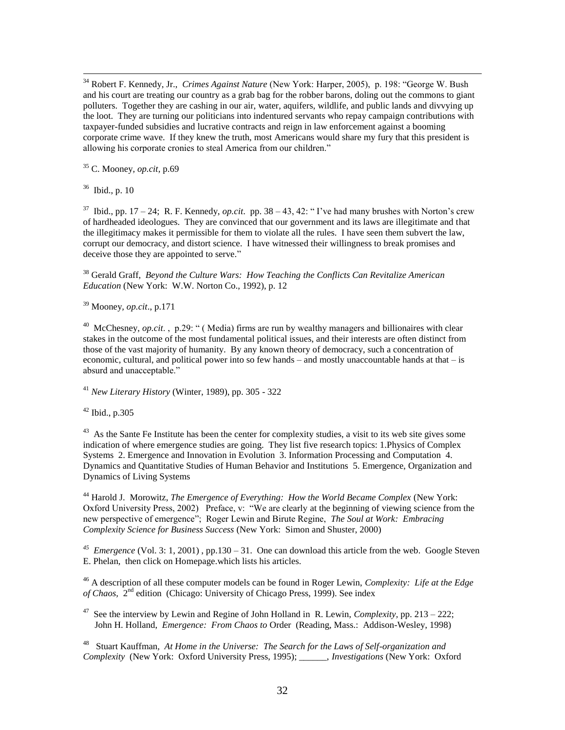[34] Robert F. Kennedy, Jr., *Crimes Against Nature* (New York: Harper, 2005), p. 198: "George W. Bush and his court are treating our country as a grab bag for the robber barons, doling out the commons to giant polluters. Together they are cashing in our air, water, aquifers, wildlife, and public lands and divvying up the loot. They are turning our politicians into indentured servants who repay campaign contributions with taxpayer-funded subsidies and lucrative contracts and reign in law enforcement against a booming corporate crime wave. If they knew the truth, most Americans would share my fury that this president is allowing his corporate cronies to steal America from our children."

[35] C. Mooney, *op.cit*, p.69

[36] Ibid., p. 10

[37] Ibid., pp. 17 – 24; R. F. Kennedy, *op.cit*. pp. 38 – 43, 42: " I've had many brushes with Norton's crew of hardheaded ideologues. They are convinced that our government and its laws are illegitimate and that the illegitimacy makes it permissible for them to violate all the rules. I have seen them subvert the law, corrupt our democracy, and distort science. I have witnessed their willingness to break promises and deceive those they are appointed to serve."

[38] Gerald Graff, *Beyond the Culture Wars: How Teaching the Conflicts Can Revitalize American Education* (New York: W.W. Norton Co., 1992), p. 12

[39] Mooney, *op.cit*., p.171

[40] McChesney, *op.cit*. , p.29: " ( Media) firms are run by wealthy managers and billionaires with clear stakes in the outcome of the most fundamental political issues, and their interests are often distinct from those of the vast majority of humanity. By any known theory of democracy, such a concentration of economic, cultural, and political power into so few hands – and mostly unaccountable hands at that – is absurd and unacceptable."

[41] *New Literary History* (Winter, 1989), pp. 305 - 322

[42] Ibid., p.305

[43] As the Sante Fe Institute has been the center for complexity studies, a visit to its web site gives some indication of where emergence studies are going. They list five research topics: 1.Physics of Complex Systems 2. Emergence and Innovation in Evolution 3. Information Processing and Computation 4. Dynamics and Quantitative Studies of Human Behavior and Institutions 5. Emergence, Organization and Dynamics of Living Systems

[44] Harold J. Morowitz, *The Emergence of Everything: How the World Became Complex* (New York: Oxford University Press, 2002) Preface, v: "We are clearly at the beginning of viewing science from the new perspective of emergence"; Roger Lewin and Birute Regine, *The Soul at Work: Embracing Complexity Science for Business Success* (New York: Simon and Shuster, 2000)

[45] *Emergence* (Vol. 3: 1, 2001) , pp.130 – 31. One can download this article from the web. Google Steven E. Phelan, then click on Homepage.which lists his articles.

[46] A description of all these computer models can be found in Roger Lewin, *Complexity: Life at the Edge of Chaos*, 2nd edition (Chicago: University of Chicago Press, 1999). See index

[47] See the interview by Lewin and Regine of John Holland in R. Lewin, *Complexity*, pp. 213 – 222; John H. Holland, *Emergence: From Chaos to* Order (Reading, Mass.: Addison-Wesley, 1998)

[48] Stuart Kauffman, *At Home in the Universe: The Search for the Laws of Self-organization and Complexity* (New York: Oxford University Press, 1995); ______, *Investigations* (New York: Oxford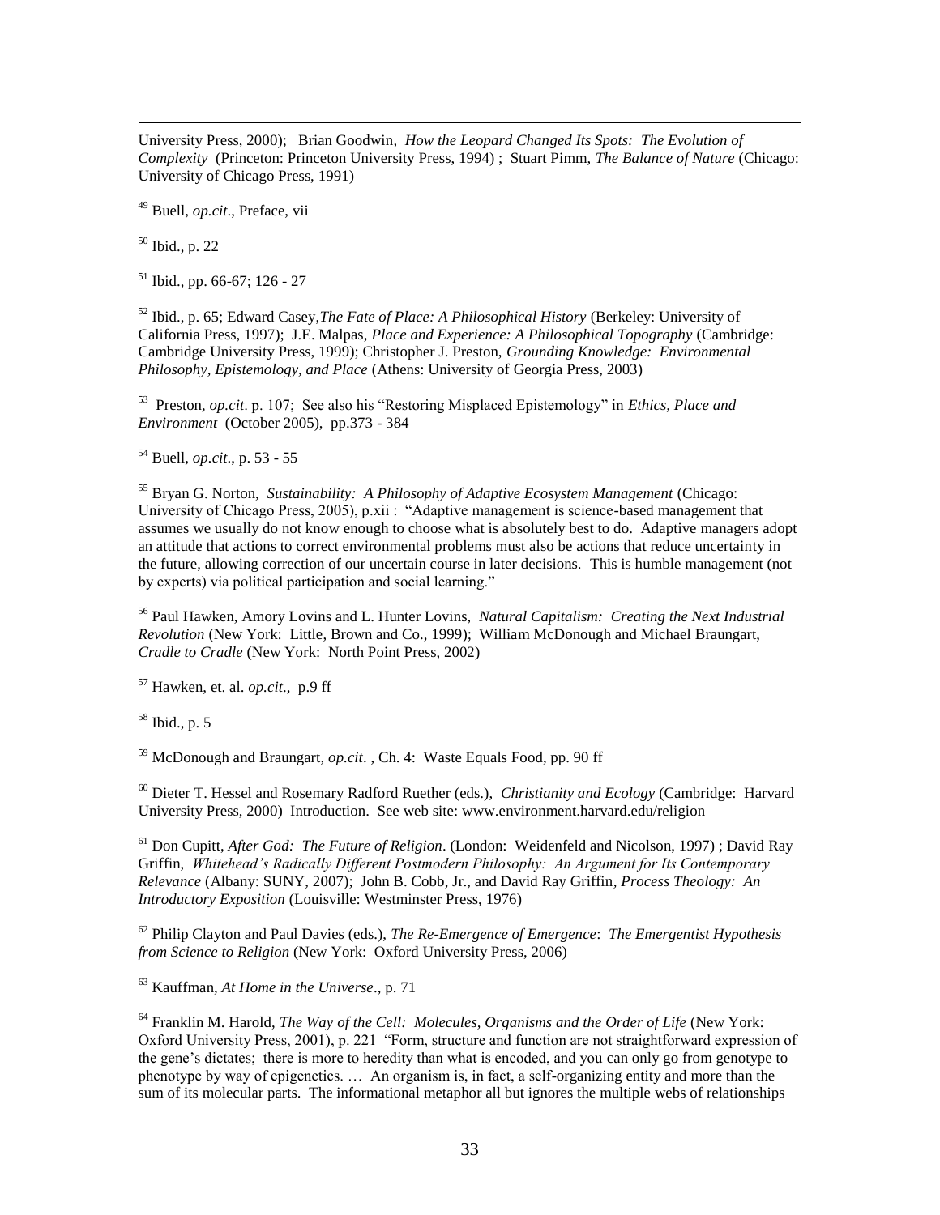University Press, 2000); Brian Goodwin, *How the Leopard Changed Its Spots: The Evolution of Complexity* (Princeton: Princeton University Press, 1994) ; Stuart Pimm, *The Balance of Nature* (Chicago: University of Chicago Press, 1991)

[49] Buell, *op.cit*., Preface, vii

[50] Ibid., p. 22

[51] Ibid., pp. 66-67; 126 - 27

[52] Ibid., p. 65; Edward Casey,*The Fate of Place: A Philosophical History* (Berkeley: University of California Press, 1997); J.E. Malpas, *Place and Experience: A Philosophical Topography* (Cambridge: Cambridge University Press, 1999); Christopher J. Preston, *Grounding Knowledge: Environmental Philosophy, Epistemology, and Place* (Athens: University of Georgia Press, 2003)

[53] Preston, *op.cit*. p. 107; See also his "Restoring Misplaced Epistemology" in *Ethics, Place and Environment* (October 2005), pp.373 - 384

[54] Buell, *op.cit*., p. 53 - 55

[55] Bryan G. Norton, *Sustainability: A Philosophy of Adaptive Ecosystem Management* (Chicago: University of Chicago Press, 2005), p.xii : "Adaptive management is science-based management that assumes we usually do not know enough to choose what is absolutely best to do. Adaptive managers adopt an attitude that actions to correct environmental problems must also be actions that reduce uncertainty in the future, allowing correction of our uncertain course in later decisions. This is humble management (not by experts) via political participation and social learning."

[56] Paul Hawken, Amory Lovins and L. Hunter Lovins, *Natural Capitalism: Creating the Next Industrial Revolution* (New York: Little, Brown and Co., 1999); William McDonough and Michael Braungart, *Cradle to Cradle* (New York: North Point Press, 2002)

[57] Hawken, et. al. *op.cit*., p.9 ff

[58] Ibid., p. 5

[59] McDonough and Braungart, *op.cit*. , Ch. 4: Waste Equals Food, pp. 90 ff

[60] Dieter T. Hessel and Rosemary Radford Ruether (eds.), *Christianity and Ecology* (Cambridge: Harvard University Press, 2000) Introduction. See web site: www.environment.harvard.edu/religion

[61] Don Cupitt, *After God: The Future of Religion*. (London: Weidenfeld and Nicolson, 1997) ; David Ray Griffin, *Whitehead's Radically Different Postmodern Philosophy: An Argument for Its Contemporary Relevance* (Albany: SUNY, 2007); John B. Cobb, Jr., and David Ray Griffin, *Process Theology: An Introductory Exposition* (Louisville: Westminster Press, 1976)

[62] Philip Clayton and Paul Davies (eds.), *The Re-Emergence of Emergence*: *The Emergentist Hypothesis from Science to Religion* (New York: Oxford University Press, 2006)

[63] Kauffman, *At Home in the Universe*., p. 71

[64] Franklin M. Harold, *The Way of the Cell: Molecules, Organisms and the Order of Life* (New York: Oxford University Press, 2001), p. 221 "Form, structure and function are not straightforward expression of the gene's dictates; there is more to heredity than what is encoded, and you can only go from genotype to phenotype by way of epigenetics. … An organism is, in fact, a self-organizing entity and more than the sum of its molecular parts. The informational metaphor all but ignores the multiple webs of relationships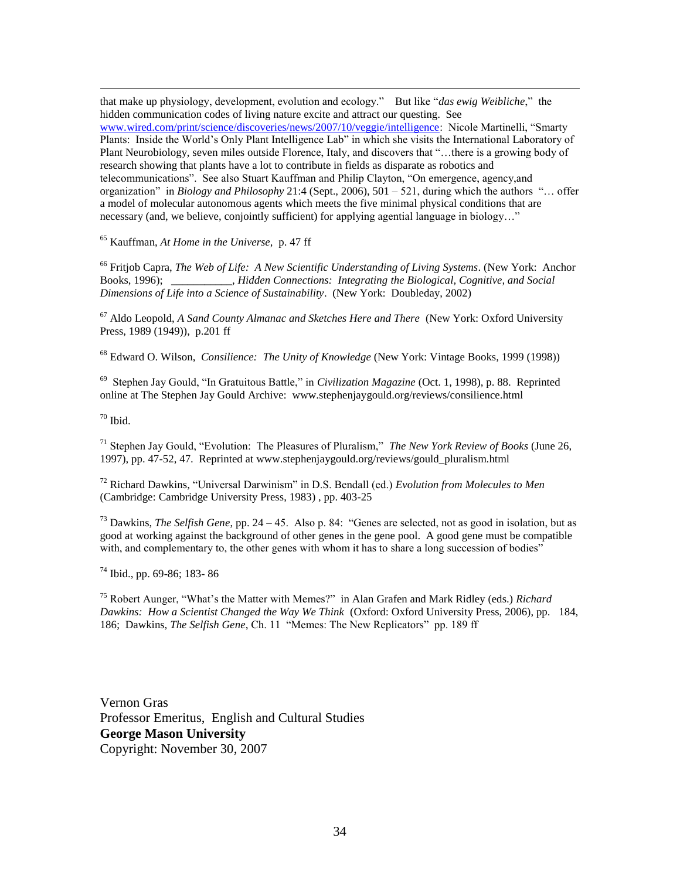that make up physiology, development, evolution and ecology." But like "*das ewig Weibliche*," the hidden communication codes of living nature excite and attract our questing. See www.wired.com/print/science/discoveries/news/2007/10/veggie/intelligence: Nicole Martinelli, "Smarty Plants: Inside the World's Only Plant Intelligence Lab" in which she visits the International Laboratory of Plant Neurobiology, seven miles outside Florence, Italy, and discovers that "…there is a growing body of research showing that plants have a lot to contribute in fields as disparate as robotics and telecommunications". See also Stuart Kauffman and Philip Clayton, "On emergence, agency,and organization" in *Biology and Philosophy* 21:4 (Sept., 2006), 501 – 521, during which the authors "… offer a model of molecular autonomous agents which meets the five minimal physical conditions that are necessary (and, we believe, conjointly sufficient) for applying agential language in biology…"

[65] Kauffman, *At Home in the Universe*, p. 47 ff

[66] Fritjob Capra, *The Web of Life: A New Scientific Understanding of Living Systems*. (New York: Anchor Books, 1996); ___________, *Hidden Connections: Integrating the Biological, Cognitive, and Social Dimensions of Life into a Science of Sustainability*. (New York: Doubleday, 2002)

[67] Aldo Leopold, *A Sand County Almanac and Sketches Here and There* (New York: Oxford University Press, 1989 (1949)), p.201 ff

[68] Edward O. Wilson, *Consilience: The Unity of Knowledge* (New York: Vintage Books, 1999 (1998))

[69] Stephen Jay Gould, "In Gratuitous Battle," in *Civilization Magazine* (Oct. 1, 1998), p. 88. Reprinted online at The Stephen Jay Gould Archive: www.stephenjaygould.org/reviews/consilience.html

[70] Ibid.

[71] Stephen Jay Gould, "Evolution: The Pleasures of Pluralism," *The New York Review of Books* (June 26, 1997), pp. 47-52, 47. Reprinted at www.stephenjaygould.org/reviews/gould_pluralism.html

[72] Richard Dawkins, "Universal Darwinism" in D.S. Bendall (ed.) *Evolution from Molecules to Men* (Cambridge: Cambridge University Press, 1983) , pp. 403-25

[73] Dawkins, *The Selfish Gene*, pp. 24 – 45. Also p. 84: "Genes are selected, not as good in isolation, but as good at working against the background of other genes in the gene pool. A good gene must be compatible with, and complementary to, the other genes with whom it has to share a long succession of bodies"

[74] Ibid., pp. 69-86; 183- 86

[75] Robert Aunger, "What's the Matter with Memes?" in Alan Grafen and Mark Ridley (eds.) *Richard Dawkins: How a Scientist Changed the Way We Think* (Oxford: Oxford University Press, 2006), pp. 184, 186; Dawkins, *The Selfish Gene*, Ch. 11 "Memes: The New Replicators" pp. 189 ff

Vernon Gras
Professor Emeritus, English and Cultural Studies
**George Mason University**
Copyright: November 30, 2007